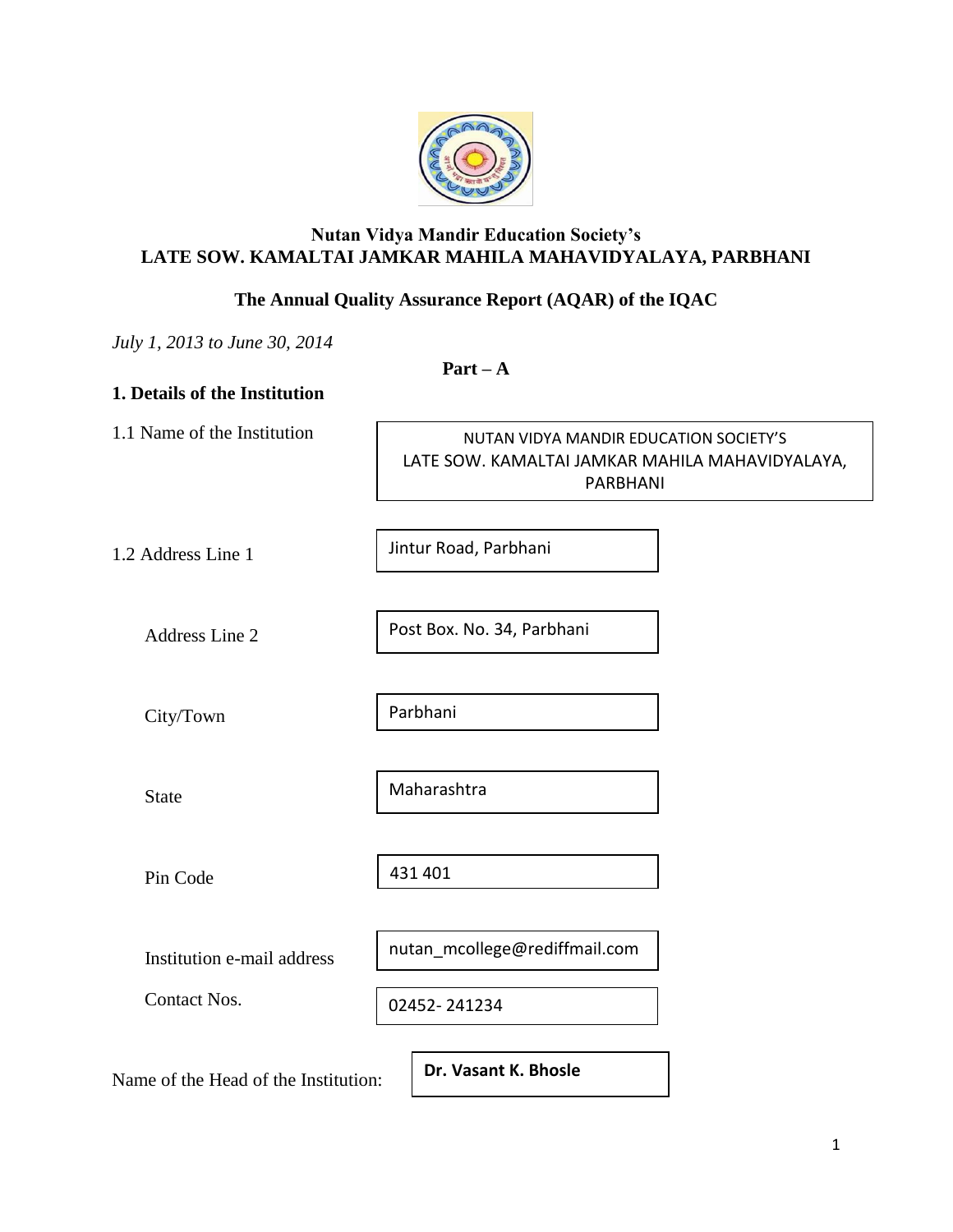**Nutan Vidya Mandir Education Society's**
**LATE SOW. KAMALTAI JAMKAR MAHILA MAHAVIDYALAYA, PARBHANI**

**The Annual Quality Assurance Report (AQAR) of the IQAC**

*July 1, 2013 to June 30, 2014*

**Part – A**

## 1. Details of the Institution

| | |
|---|---|
| 1.1 Name of the Institution | NUTAN VIDYA MANDIR EDUCATION SOCIETY'S LATE SOW. KAMALTAI JAMKAR MAHILA MAHAVIDYALAYA, PARBHANI |
| 1.2 Address Line 1 | Jintur Road, Parbhani |
| Address Line 2 | Post Box. No. 34, Parbhani |
| City/Town | Parbhani |
| State | Maharashtra |
| Pin Code | 431 401 |
| Institution e-mail address | nutan_mcollege@rediffmail.com |
| Contact Nos. | 02452- 241234 |
| Name of the Head of the Institution: | **Dr. Vasant K. Bhosle** |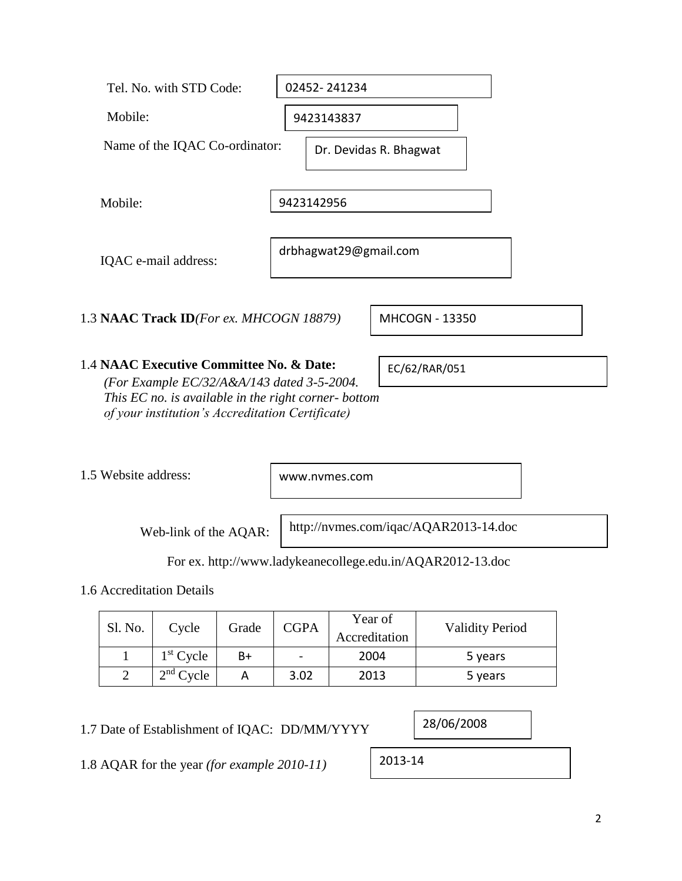Tel. No. with STD Code: 02452- 241234

Mobile: 9423143837

Name of the IQAC Co-ordinator: Dr. Devidas R. Bhagwat

Mobile: 9423142956

IQAC e-mail address: drbhagwat29@gmail.com

1.3 **NAAC Track ID** *(For ex. MHCOGN 18879)* MHCOGN - 13350

1.4 **NAAC Executive Committee No. & Date:** EC/62/RAR/051

*(For Example EC/32/A&A/143 dated 3-5-2004. This EC no. is available in the right corner- bottom of your institution's Accreditation Certificate)*

1.5 Website address: www.nvmes.com

Web-link of the AQAR: http://nvmes.com/iqac/AQAR2013-14.doc

For ex. http://www.ladykeanecollege.edu.in/AQAR2012-13.doc

1.6 Accreditation Details

| Sl. No. | Cycle | Grade | CGPA | Year of Accreditation | Validity Period |
|---|---|---|---|---|---|
| 1 | 1st Cycle | B+ | - | 2004 | 5 years |
| 2 | 2nd Cycle | A | 3.02 | 2013 | 5 years |

1.7 Date of Establishment of IQAC: DD/MM/YYYY 28/06/2008

1.8 AQAR for the year *(for example 2010-11)* 2013-14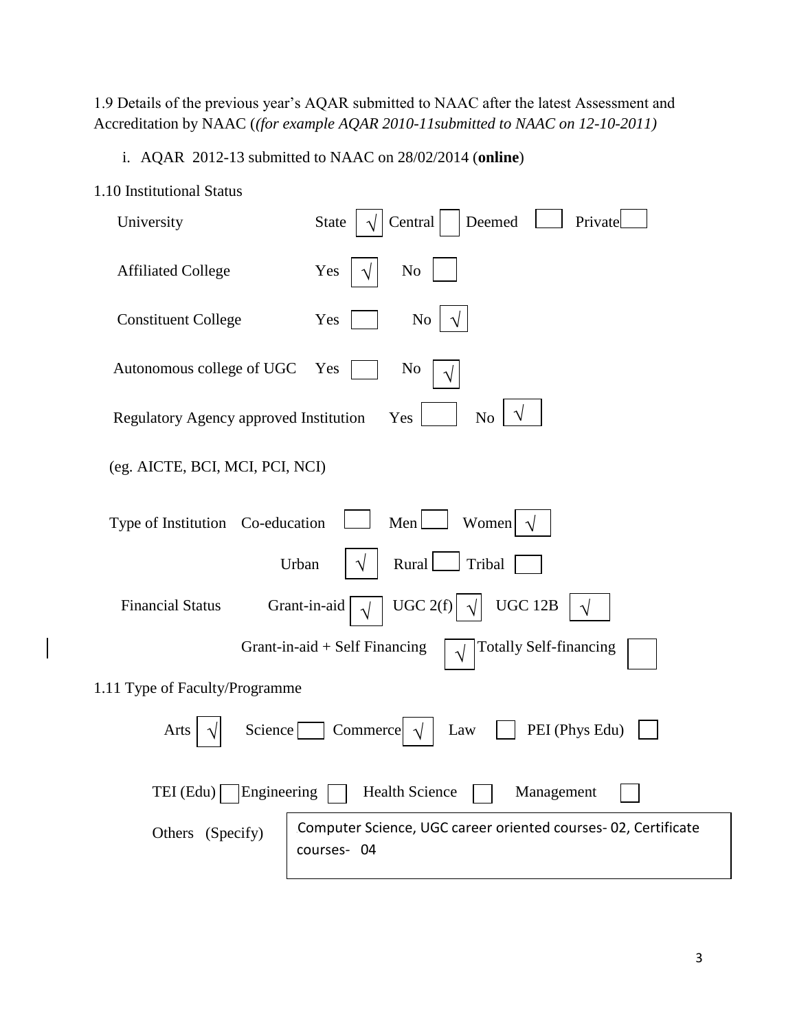1.9 Details of the previous year's AQAR submitted to NAAC after the latest Assessment and Accreditation by NAAC (*(for example AQAR 2010-11submitted to NAAC on 12-10-2011)*

i. AQAR 2012-13 submitted to NAAC on 28/02/2014 (**online**)

1.10 Institutional Status

University: State [√] Central [ ] Deemed [ ] Private [ ]

Affiliated College: Yes [√] No [ ]

Constituent College: Yes [ ] No [√]

Autonomous college of UGC: Yes [ ] No [√]

Regulatory Agency approved Institution: Yes [ ] No [√]

(eg. AICTE, BCI, MCI, PCI, NCI)

Type of Institution: Co-education [ ] Men [ ] Women [√]

Urban [√] Rural [ ] Tribal [ ]

Financial Status: Grant-in-aid [√] UGC 2(f) [√] UGC 12B [√]

Grant-in-aid + Self Financing [√] Totally Self-financing [ ]

1.11 Type of Faculty/Programme

Arts [√] Science [ ] Commerce [√] Law [ ] PEI (Phys Edu) [ ]

TEI (Edu) [ ] Engineering [ ] Health Science [ ] Management [ ]

Others (Specify): Computer Science, UGC career oriented courses- 02, Certificate courses- 04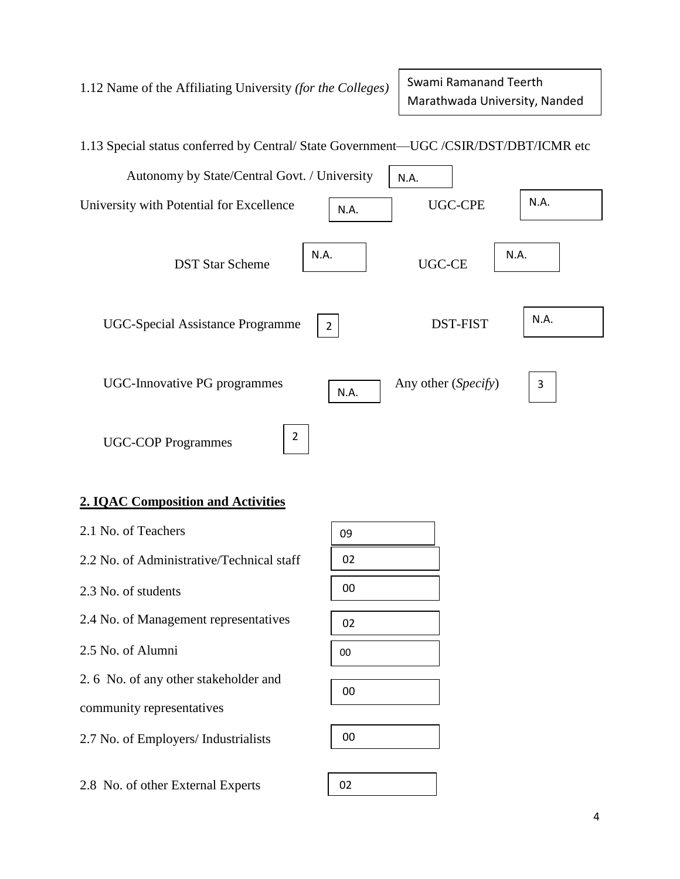1.12 Name of the Affiliating University *(for the Colleges)* Swami Ramanand Teerth Marathwada University, Nanded

1.13 Special status conferred by Central/ State Government—UGC /CSIR/DST/DBT/ICMR etc

| | | | |
|---|---|---|---|
| Autonomy by State/Central Govt. / University | N.A. | | |
| University with Potential for Excellence | N.A. | UGC-CPE | N.A. |
| DST Star Scheme | N.A. | UGC-CE | N.A. |
| UGC-Special Assistance Programme | 2 | DST-FIST | N.A. |
| UGC-Innovative PG programmes | N.A. | Any other (*Specify*) | 3 |
| UGC-COP Programmes | 2 | | |

**2. IQAC Composition and Activities**

| | |
|---|---|
| 2.1 No. of Teachers | 09 |
| 2.2 No. of Administrative/Technical staff | 02 |
| 2.3 No. of students | 00 |
| 2.4 No. of Management representatives | 02 |
| 2.5 No. of Alumni | 00 |
| 2. 6 No. of any other stakeholder and community representatives | 00 |
| 2.7 No. of Employers/ Industrialists | 00 |
| 2.8 No. of other External Experts | 02 |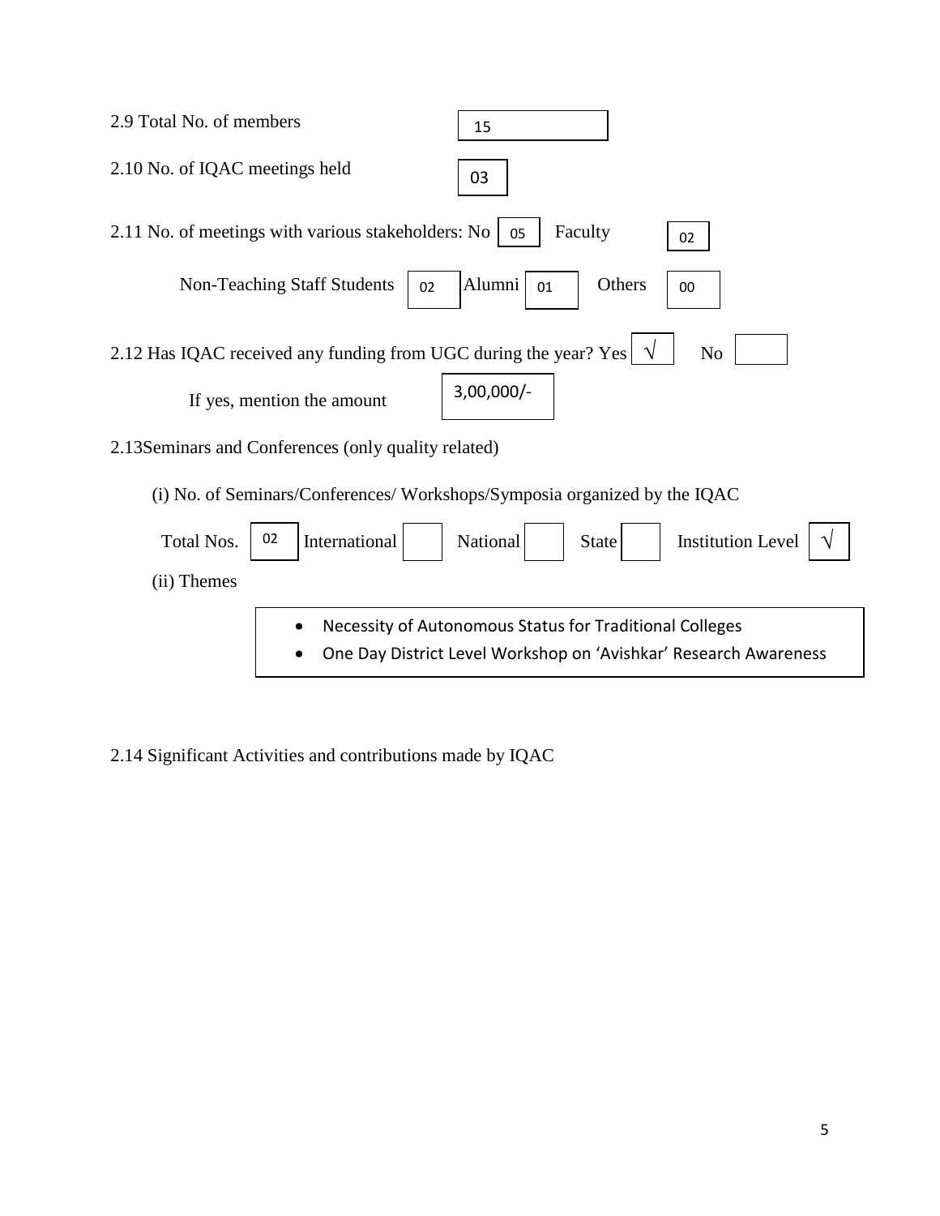2.9 Total No. of members: 15

2.10 No. of IQAC meetings held: 03

2.11 No. of meetings with various stakeholders: No 05 Faculty 02

Non-Teaching Staff Students 02 Alumni 01 Others 00

2.12 Has IQAC received any funding from UGC during the year? Yes √ No

If yes, mention the amount: 3,00,000/-

2.13Seminars and Conferences (only quality related)

(i) No. of Seminars/Conferences/ Workshops/Symposia organized by the IQAC

Total Nos. 02 International National State Institution Level √

(ii) Themes

- Necessity of Autonomous Status for Traditional Colleges
- One Day District Level Workshop on 'Avishkar' Research Awareness

2.14 Significant Activities and contributions made by IQAC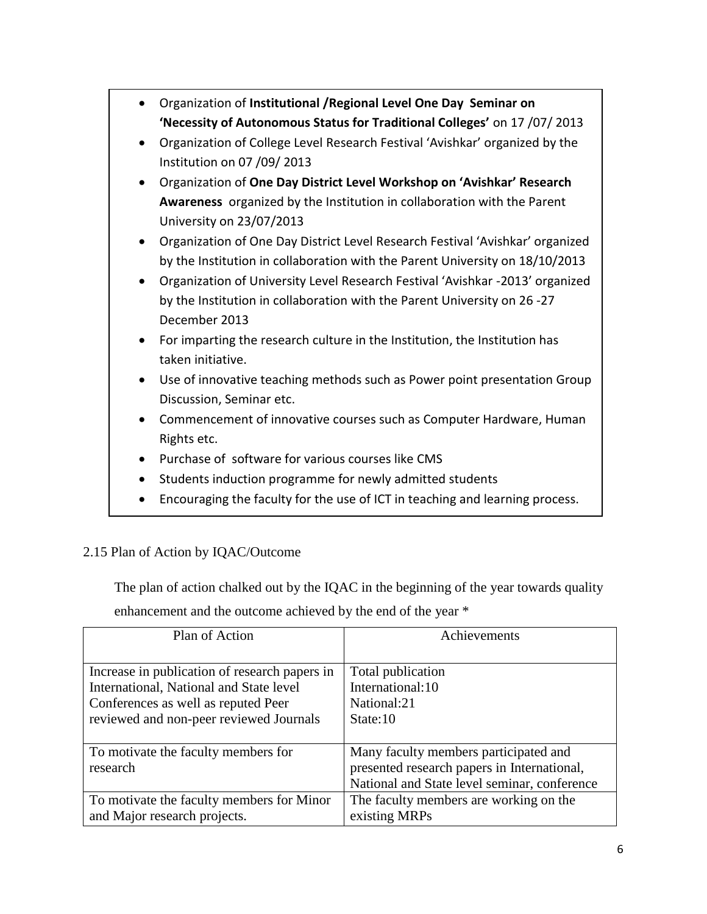- Organization of **Institutional /Regional Level One Day Seminar on 'Necessity of Autonomous Status for Traditional Colleges'** on 17 /07/ 2013
- Organization of College Level Research Festival 'Avishkar' organized by the Institution on 07 /09/ 2013
- Organization of **One Day District Level Workshop on 'Avishkar' Research Awareness** organized by the Institution in collaboration with the Parent University on 23/07/2013
- Organization of One Day District Level Research Festival 'Avishkar' organized by the Institution in collaboration with the Parent University on 18/10/2013
- Organization of University Level Research Festival 'Avishkar -2013' organized by the Institution in collaboration with the Parent University on 26 -27 December 2013
- For imparting the research culture in the Institution, the Institution has taken initiative.
- Use of innovative teaching methods such as Power point presentation Group Discussion, Seminar etc.
- Commencement of innovative courses such as Computer Hardware, Human Rights etc.
- Purchase of software for various courses like CMS
- Students induction programme for newly admitted students
- Encouraging the faculty for the use of ICT in teaching and learning process.

2.15 Plan of Action by IQAC/Outcome

The plan of action chalked out by the IQAC in the beginning of the year towards quality enhancement and the outcome achieved by the end of the year *

| Plan of Action | Achievements |
| --- | --- |
| Increase in publication of research papers in International, National and State level Conferences as well as reputed Peer reviewed and non-peer reviewed Journals | Total publication<br>International:10<br>National:21<br>State:10 |
| To motivate the faculty members for research | Many faculty members participated and presented research papers in International, National and State level seminar, conference |
| To motivate the faculty members for Minor and Major research projects. | The faculty members are working on the existing MRPs |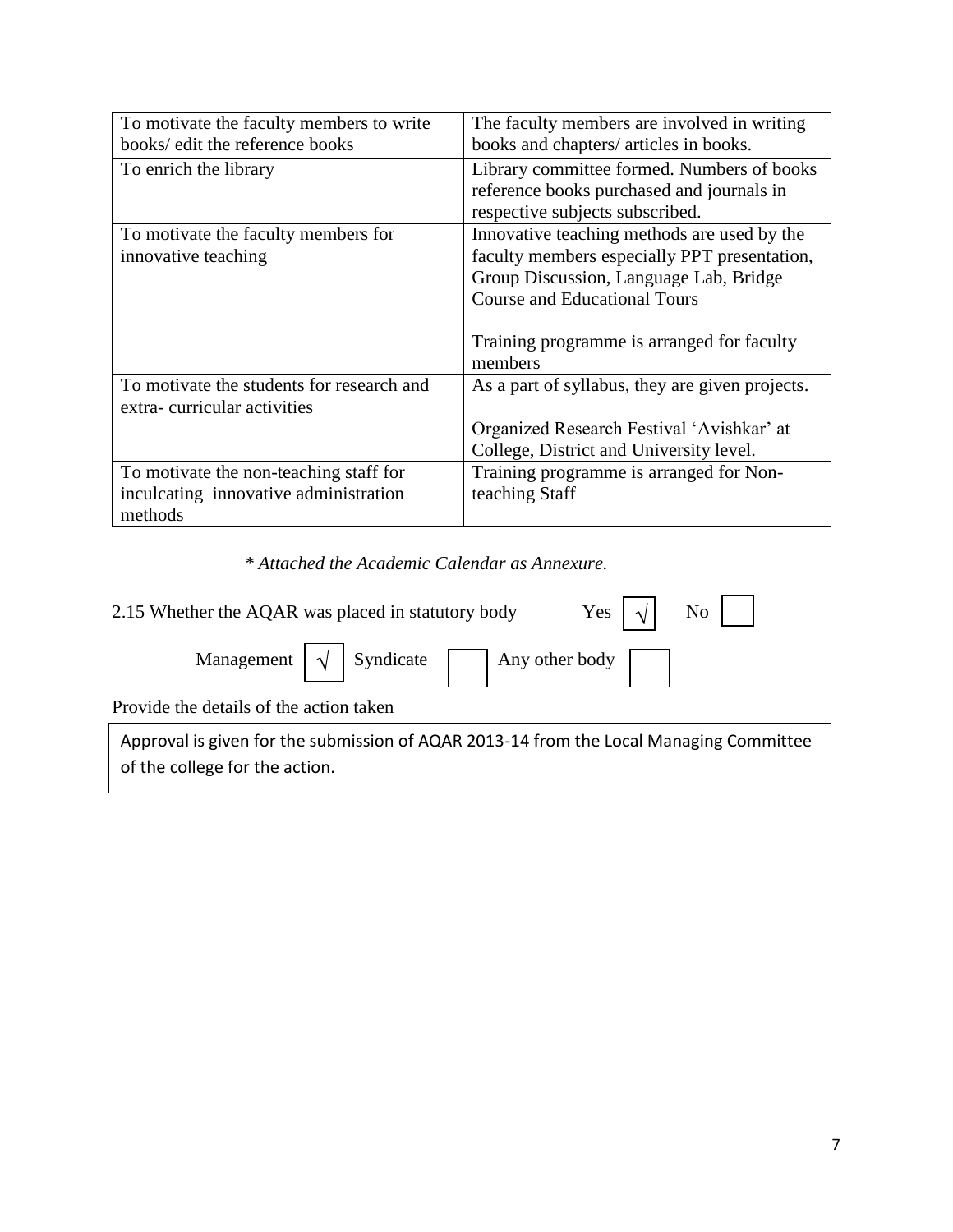| | |
|---|---|
| To motivate the faculty members to write books/ edit the reference books | The faculty members are involved in writing books and chapters/ articles in books. |
| To enrich the library | Library committee formed. Numbers of books reference books purchased and journals in respective subjects subscribed. |
| To motivate the faculty members for innovative teaching | Innovative teaching methods are used by the faculty members especially PPT presentation, Group Discussion, Language Lab, Bridge Course and Educational Tours<br><br>Training programme is arranged for faculty members |
| To motivate the students for research and extra- curricular activities | As a part of syllabus, they are given projects.<br><br>Organized Research Festival 'Avishkar' at College, District and University level. |
| To motivate the non-teaching staff for inculcating innovative administration methods | Training programme is arranged for Non-teaching Staff |

*\* Attached the Academic Calendar as Annexure.*

2.15 Whether the AQAR was placed in statutory body Yes [√] No [ ]

Management [√] Syndicate [ ] Any other body [ ]

Provide the details of the action taken

Approval is given for the submission of AQAR 2013-14 from the Local Managing Committee of the college for the action.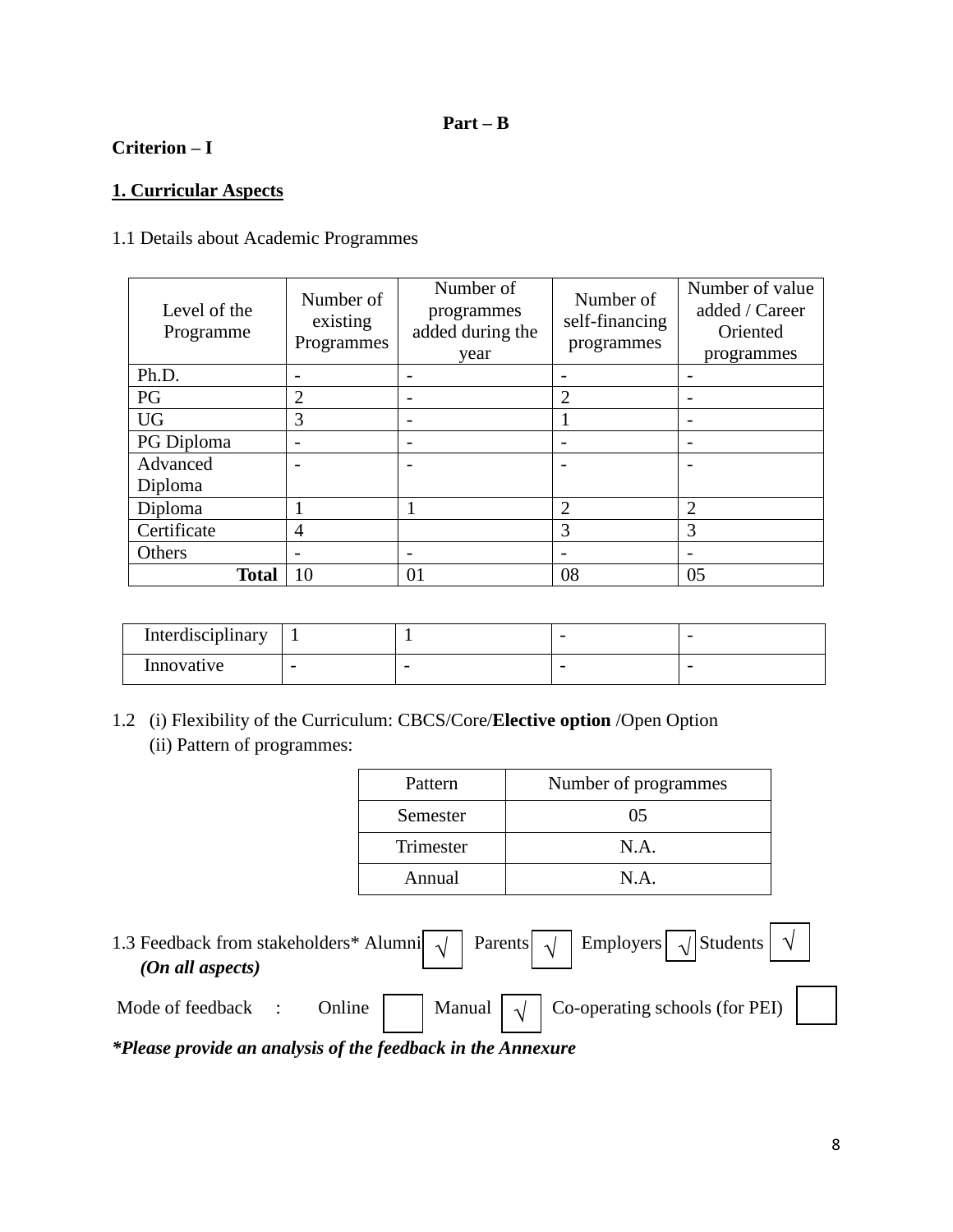**Part – B**

**Criterion – I**

## 1. Curricular Aspects

1.1 Details about Academic Programmes

| Level of the Programme | Number of existing Programmes | Number of programmes added during the year | Number of self-financing programmes | Number of value added / Career Oriented programmes |
|---|---|---|---|---|
| Ph.D. | - | - | - | - |
| PG | 2 | - | 2 | - |
| UG | 3 | - | 1 | - |
| PG Diploma | - | - | - | - |
| Advanced Diploma | - | - | - | - |
| Diploma | 1 | 1 | 2 | 2 |
| Certificate | 4 | | 3 | 3 |
| Others | - | - | - | - |
| **Total** | 10 | 01 | 08 | 05 |
| Interdisciplinary | 1 | 1 | - | - |
| Innovative | - | - | - | - |

1.2 (i) Flexibility of the Curriculum: CBCS/Core/**Elective option** /Open Option

(ii) Pattern of programmes:

| Pattern | Number of programmes |
|---|---|
| Semester | 05 |
| Trimester | N.A. |
| Annual | N.A. |

1.3 Feedback from stakeholders* Alumni √ Parents √ Employers √ Students √
*(On all aspects)*

Mode of feedback : Online ☐ Manual √ Co-operating schools (for PEI) ☐

***Please provide an analysis of the feedback in the Annexure***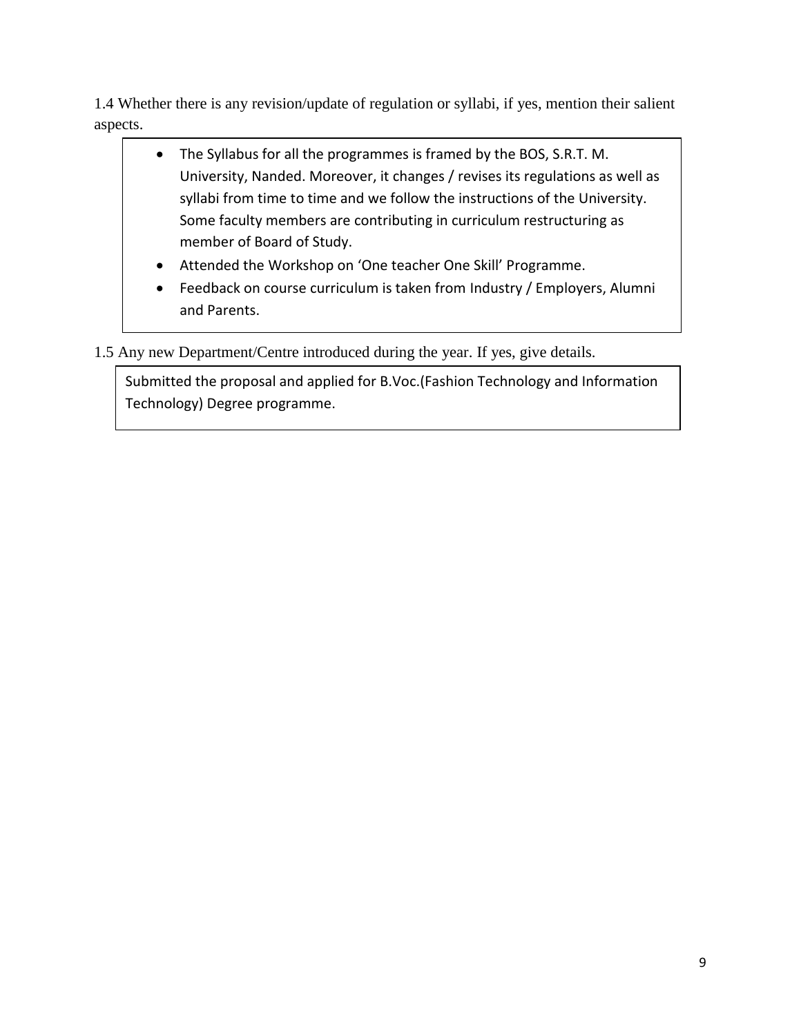1.4 Whether there is any revision/update of regulation or syllabi, if yes, mention their salient aspects.

- The Syllabus for all the programmes is framed by the BOS, S.R.T. M. University, Nanded. Moreover, it changes / revises its regulations as well as syllabi from time to time and we follow the instructions of the University. Some faculty members are contributing in curriculum restructuring as member of Board of Study.
- Attended the Workshop on 'One teacher One Skill' Programme.
- Feedback on course curriculum is taken from Industry / Employers, Alumni and Parents.

1.5 Any new Department/Centre introduced during the year. If yes, give details.

Submitted the proposal and applied for B.Voc.(Fashion Technology and Information Technology) Degree programme.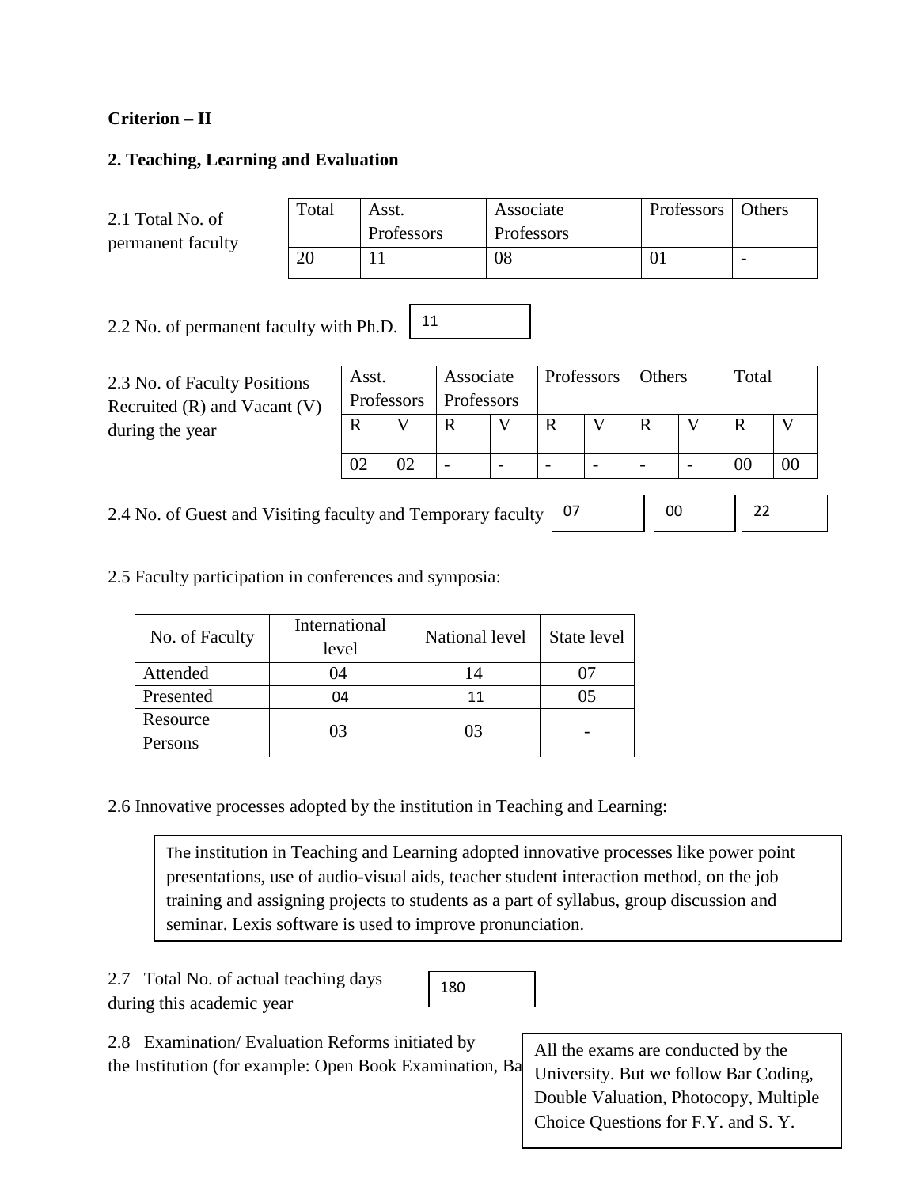**Criterion – II**

**2. Teaching, Learning and Evaluation**

2.1 Total No. of permanent faculty

| Total | Asst. Professors | Associate Professors | Professors | Others |
|---|---|---|---|---|
| 20 | 11 | 08 | 01 | - |

2.2 No. of permanent faculty with Ph.D. 11

2.3 No. of Faculty Positions Recruited (R) and Vacant (V) during the year

| Asst. Professors | | Associate Professors | | Professors | | Others | | Total | |
|---|---|---|---|---|---|---|---|---|---|
| R | V | R | V | R | V | R | V | R | V |
| 02 | 02 | - | - | - | - | - | - | 00 | 00 |

2.4 No. of Guest and Visiting faculty and Temporary faculty 07 00 22

2.5 Faculty participation in conferences and symposia:

| No. of Faculty | International level | National level | State level |
|---|---|---|---|
| Attended | 04 | 14 | 07 |
| Presented | 04 | 11 | 05 |
| Resource Persons | 03 | 03 | - |

2.6 Innovative processes adopted by the institution in Teaching and Learning:

The institution in Teaching and Learning adopted innovative processes like power point presentations, use of audio-visual aids, teacher student interaction method, on the job training and assigning projects to students as a part of syllabus, group discussion and seminar. Lexis software is used to improve pronunciation.

2.7 Total No. of actual teaching days during this academic year 180

2.8 Examination/ Evaluation Reforms initiated by the Institution (for example: Open Book Examination, Ba

All the exams are conducted by the University. But we follow Bar Coding, Double Valuation, Photocopy, Multiple Choice Questions for F.Y. and S. Y.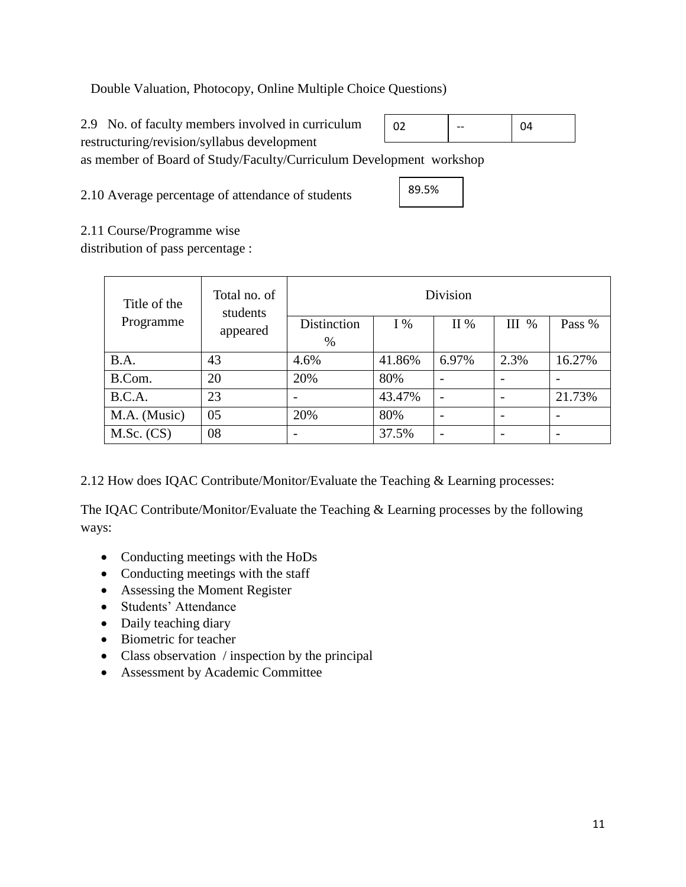Double Valuation, Photocopy, Online Multiple Choice Questions)

2.9 No. of faculty members involved in curriculum restructuring/revision/syllabus development as member of Board of Study/Faculty/Curriculum Development workshop

| 02 | -- | 04 |
|---|---|---|

2.10 Average percentage of attendance of students

| 89.5% |
|---|

2.11 Course/Programme wise distribution of pass percentage :

| Title of the Programme | Total no. of students appeared | Division | | | | |
|---|---|---|---|---|---|---|
| | | Distinction % | I % | II % | III % | Pass % |
| B.A. | 43 | 4.6% | 41.86% | 6.97% | 2.3% | 16.27% |
| B.Com. | 20 | 20% | 80% | - | - | - |
| B.C.A. | 23 | - | 43.47% | - | - | 21.73% |
| M.A. (Music) | 05 | 20% | 80% | - | - | - |
| M.Sc. (CS) | 08 | - | 37.5% | - | - | - |

2.12 How does IQAC Contribute/Monitor/Evaluate the Teaching & Learning processes:

The IQAC Contribute/Monitor/Evaluate the Teaching & Learning processes by the following ways:

- Conducting meetings with the HoDs
- Conducting meetings with the staff
- Assessing the Moment Register
- Students' Attendance
- Daily teaching diary
- Biometric for teacher
- Class observation / inspection by the principal
- Assessment by Academic Committee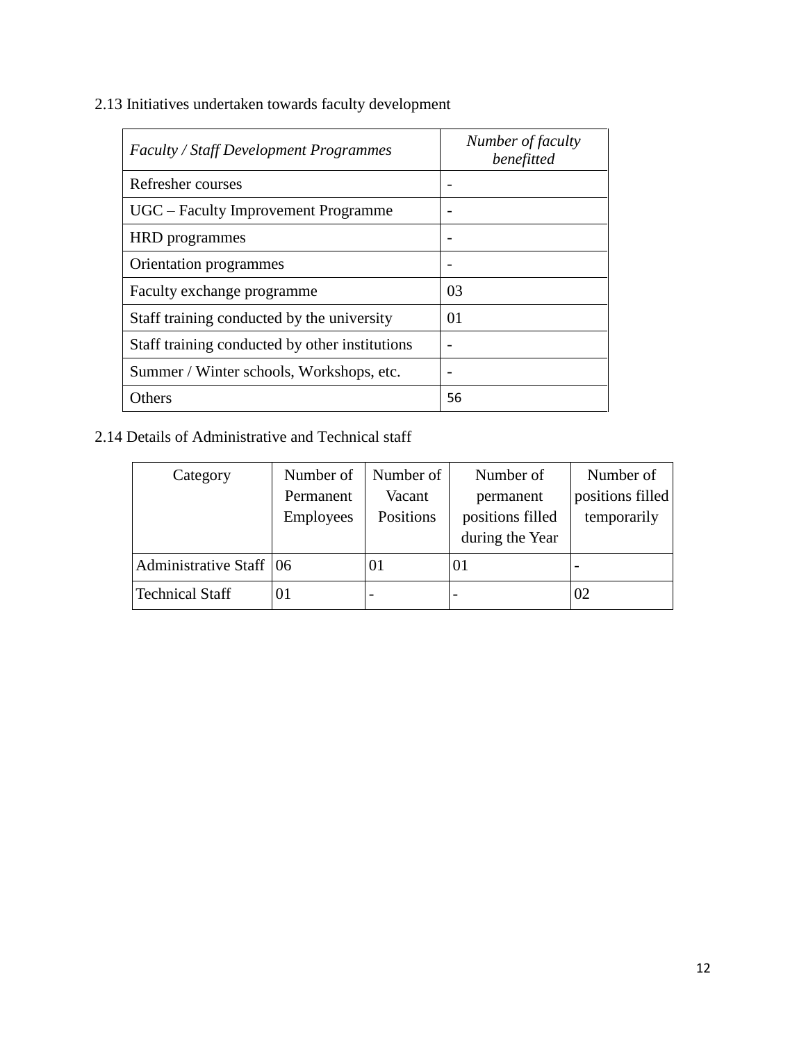2.13 Initiatives undertaken towards faculty development

| *Faculty / Staff Development Programmes* | *Number of faculty benefitted* |
|---|---|
| Refresher courses | - |
| UGC – Faculty Improvement Programme | - |
| HRD programmes | - |
| Orientation programmes | - |
| Faculty exchange programme | 03 |
| Staff training conducted by the university | 01 |
| Staff training conducted by other institutions | - |
| Summer / Winter schools, Workshops, etc. | - |
| Others | 56 |

2.14 Details of Administrative and Technical staff

| Category | Number of Permanent Employees | Number of Vacant Positions | Number of permanent positions filled during the Year | Number of positions filled temporarily |
|---|---|---|---|---|
| Administrative Staff | 06 | 01 | 01 | - |
| Technical Staff | 01 | - | - | 02 |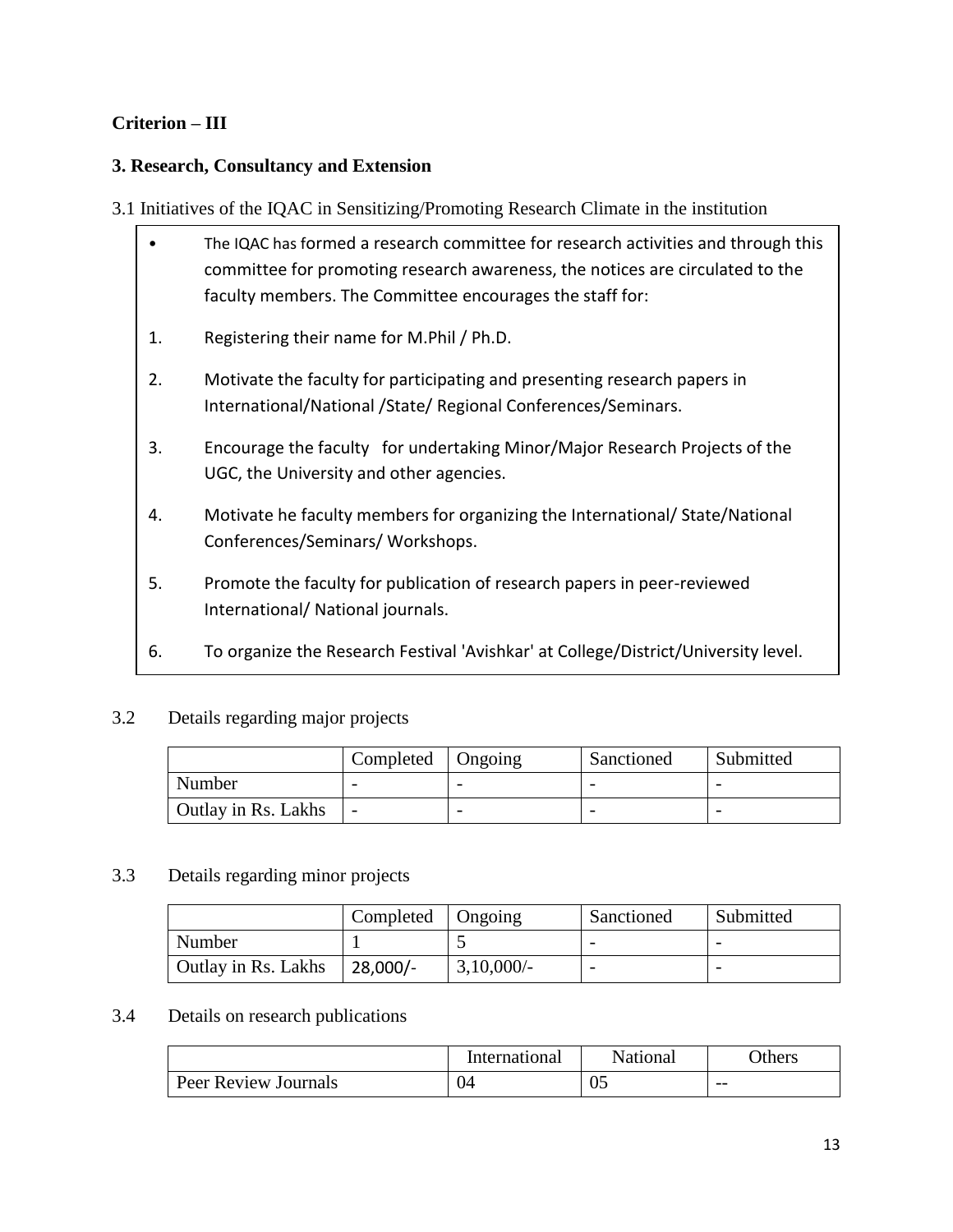**Criterion – III**

**3. Research, Consultancy and Extension**

3.1 Initiatives of the IQAC in Sensitizing/Promoting Research Climate in the institution

- The IQAC has formed a research committee for research activities and through this committee for promoting research awareness, the notices are circulated to the faculty members. The Committee encourages the staff for:

1. Registering their name for M.Phil / Ph.D.
2. Motivate the faculty for participating and presenting research papers in International/National /State/ Regional Conferences/Seminars.
3. Encourage the faculty for undertaking Minor/Major Research Projects of the UGC, the University and other agencies.
4. Motivate he faculty members for organizing the International/ State/National Conferences/Seminars/ Workshops.
5. Promote the faculty for publication of research papers in peer-reviewed International/ National journals.
6. To organize the Research Festival 'Avishkar' at College/District/University level.

3.2 Details regarding major projects

| | Completed | Ongoing | Sanctioned | Submitted |
|---|---|---|---|---|
| Number | - | - | - | - |
| Outlay in Rs. Lakhs | - | - | - | - |

3.3 Details regarding minor projects

| | Completed | Ongoing | Sanctioned | Submitted |
|---|---|---|---|---|
| Number | 1 | 5 | - | - |
| Outlay in Rs. Lakhs | 28,000/- | 3,10,000/- | - | - |

3.4 Details on research publications

| | International | National | Others |
|---|---|---|---|
| Peer Review Journals | 04 | 05 | -- |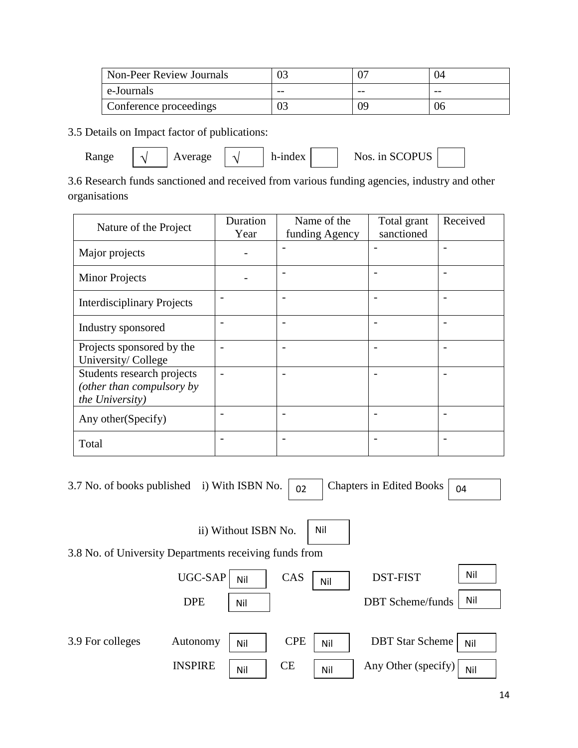| Non-Peer Review Journals | 03 | 07 | 04 |
|---|---|---|---|
| e-Journals | -- | -- | -- |
| Conference proceedings | 03 | 09 | 06 |

3.5 Details on Impact factor of publications:

Range √ Average √ h-index Nos. in SCOPUS

3.6 Research funds sanctioned and received from various funding agencies, industry and other organisations

| Nature of the Project | Duration Year | Name of the funding Agency | Total grant sanctioned | Received |
|---|---|---|---|---|
| Major projects | - | - | - | - |
| Minor Projects | - | - | - | - |
| Interdisciplinary Projects | - | - | - | - |
| Industry sponsored | - | - | - | - |
| Projects sponsored by the University/ College | - | - | - | - |
| Students research projects *(other than compulsory by the University)* | - | - | - | - |
| Any other(Specify) | - | - | - | - |
| Total | - | - | - | - |

3.7 No. of books published i) With ISBN No. 02 Chapters in Edited Books 04

ii) Without ISBN No. Nil

3.8 No. of University Departments receiving funds from

UGC-SAP Nil CAS Nil DST-FIST Nil

DPE Nil DBT Scheme/funds Nil

3.9 For colleges Autonomy Nil CPE Nil DBT Star Scheme Nil

INSPIRE Nil CE Nil Any Other (specify) Nil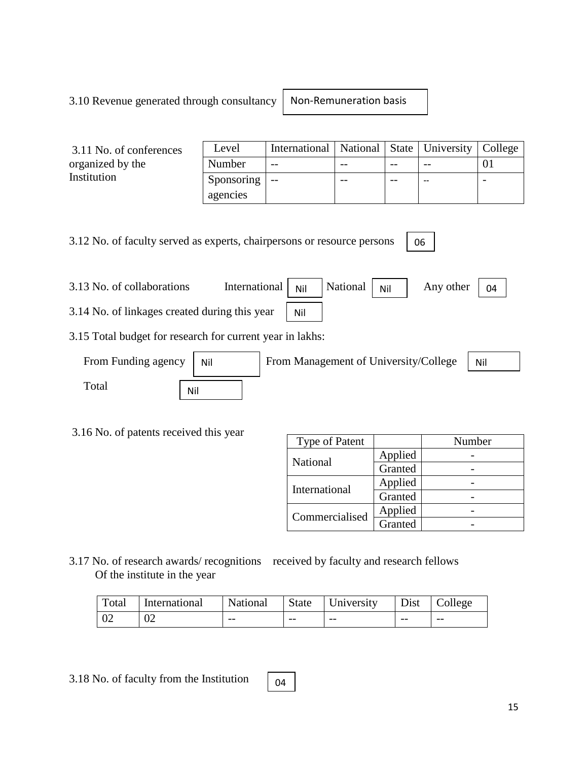3.10 Revenue generated through consultancy: Non-Remuneration basis

3.11 No. of conferences organized by the Institution

| Level | International | National | State | University | College |
|---|---|---|---|---|---|
| Number | -- | -- | -- | -- | 01 |
| Sponsoring agencies | -- | -- | -- | -- | - |

3.12 No. of faculty served as experts, chairpersons or resource persons: 06

3.13 No. of collaborations International: Nil National: Nil Any other: 04

3.14 No. of linkages created during this year: Nil

3.15 Total budget for research for current year in lakhs:

From Funding agency: Nil From Management of University/College: Nil

Total: Nil

3.16 No. of patents received this year

| Type of Patent | | Number |
|---|---|---|
| National | Applied | - |
| | Granted | - |
| International | Applied | - |
| | Granted | - |
| Commercialised | Applied | - |
| | Granted | - |

3.17 No. of research awards/ recognitions received by faculty and research fellows Of the institute in the year

| Total | International | National | State | University | Dist | College |
|---|---|---|---|---|---|---|
| 02 | 02 | -- | -- | -- | -- | -- |

3.18 No. of faculty from the Institution: 04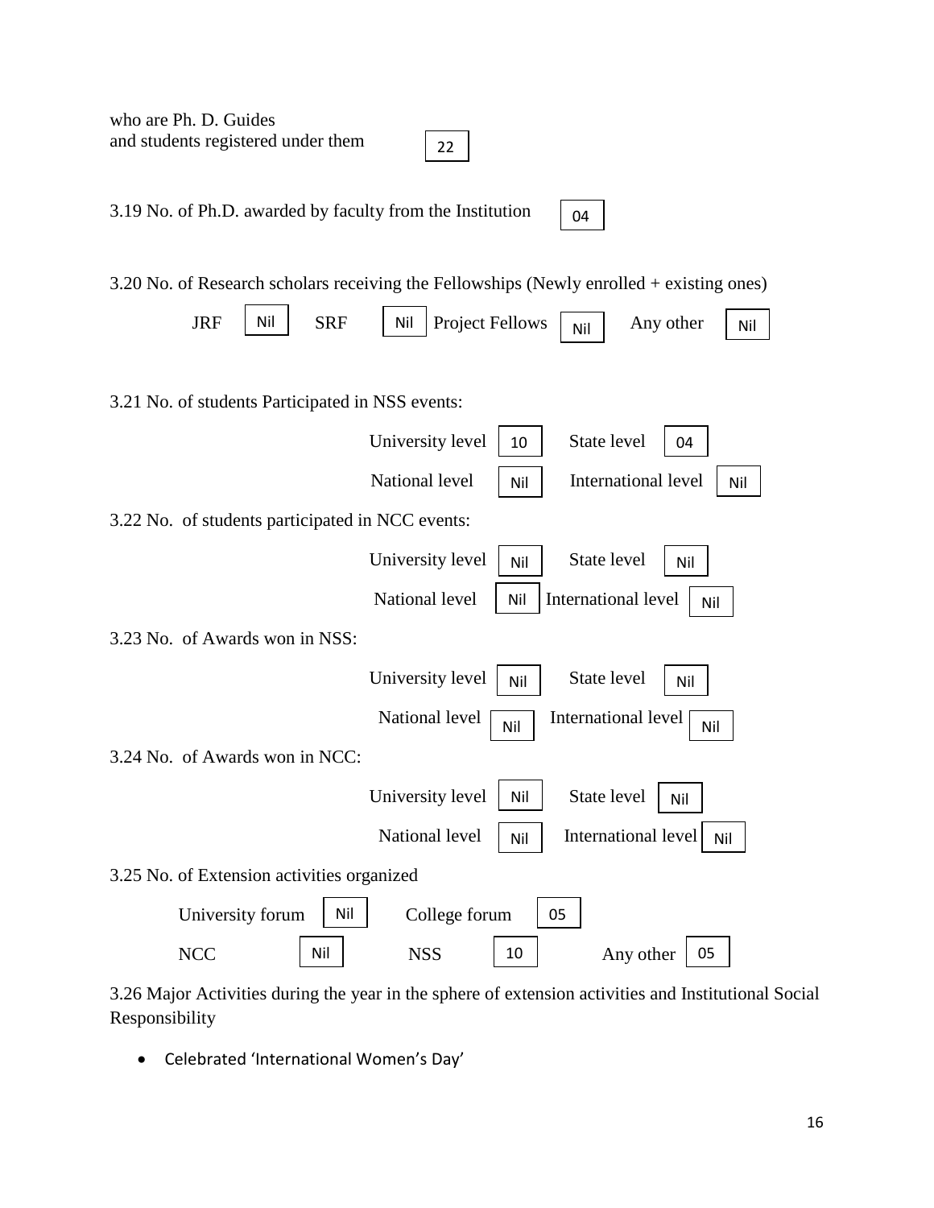who are Ph. D. Guides
and students registered under them 22

3.19 No. of Ph.D. awarded by faculty from the Institution 04

3.20 No. of Research scholars receiving the Fellowships (Newly enrolled + existing ones)

| JRF | SRF | Project Fellows | Any other |
|---|---|---|---|
| Nil | Nil | Nil | Nil |

3.21 No. of students Participated in NSS events:

| University level | State level | National level | International level |
|---|---|---|---|
| 10 | 04 | Nil | Nil |

3.22 No. of students participated in NCC events:

| University level | State level | National level | International level |
|---|---|---|---|
| Nil | Nil | Nil | Nil |

3.23 No. of Awards won in NSS:

| University level | State level | National level | International level |
|---|---|---|---|
| Nil | Nil | Nil | Nil |

3.24 No. of Awards won in NCC:

| University level | State level | National level | International level |
|---|---|---|---|
| Nil | Nil | Nil | Nil |

3.25 No. of Extension activities organized

| University forum | College forum | NCC | NSS | Any other |
|---|---|---|---|---|
| Nil | 05 | Nil | 10 | 05 |

3.26 Major Activities during the year in the sphere of extension activities and Institutional Social Responsibility

- Celebrated 'International Women's Day'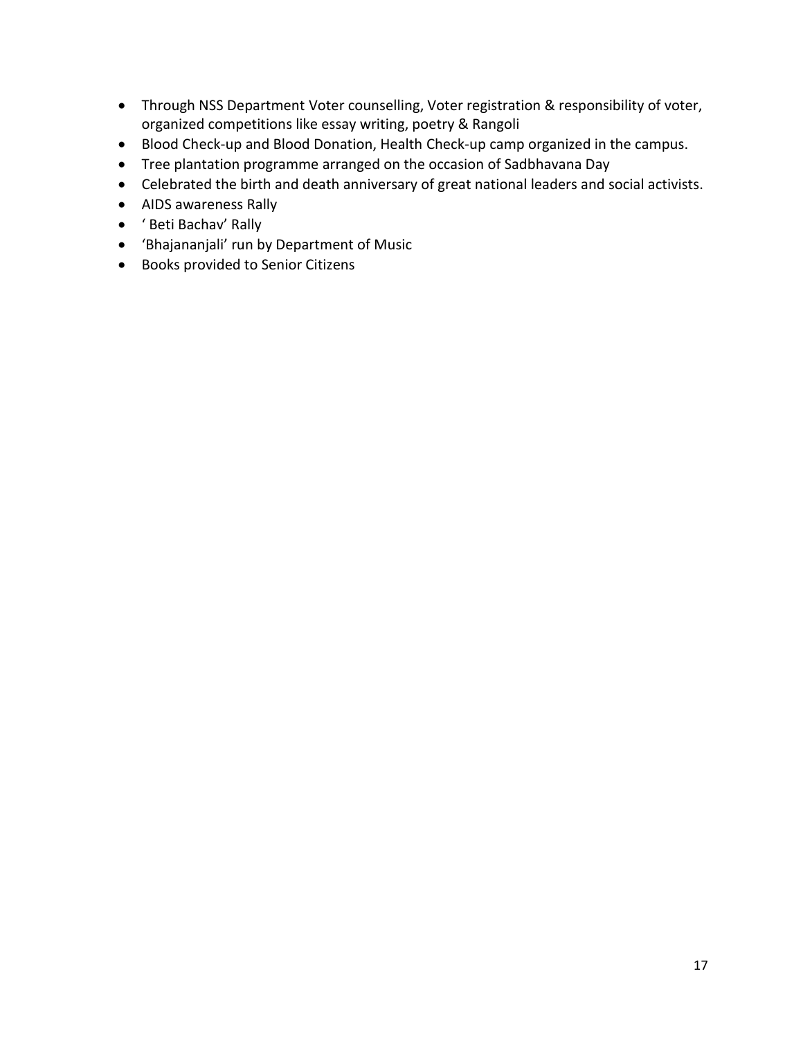- Through NSS Department Voter counselling, Voter registration & responsibility of voter, organized competitions like essay writing, poetry & Rangoli
- Blood Check-up and Blood Donation, Health Check-up camp organized in the campus.
- Tree plantation programme arranged on the occasion of Sadbhavana Day
- Celebrated the birth and death anniversary of great national leaders and social activists.
- AIDS awareness Rally
- ' Beti Bachav' Rally
- 'Bhajananjali' run by Department of Music
- Books provided to Senior Citizens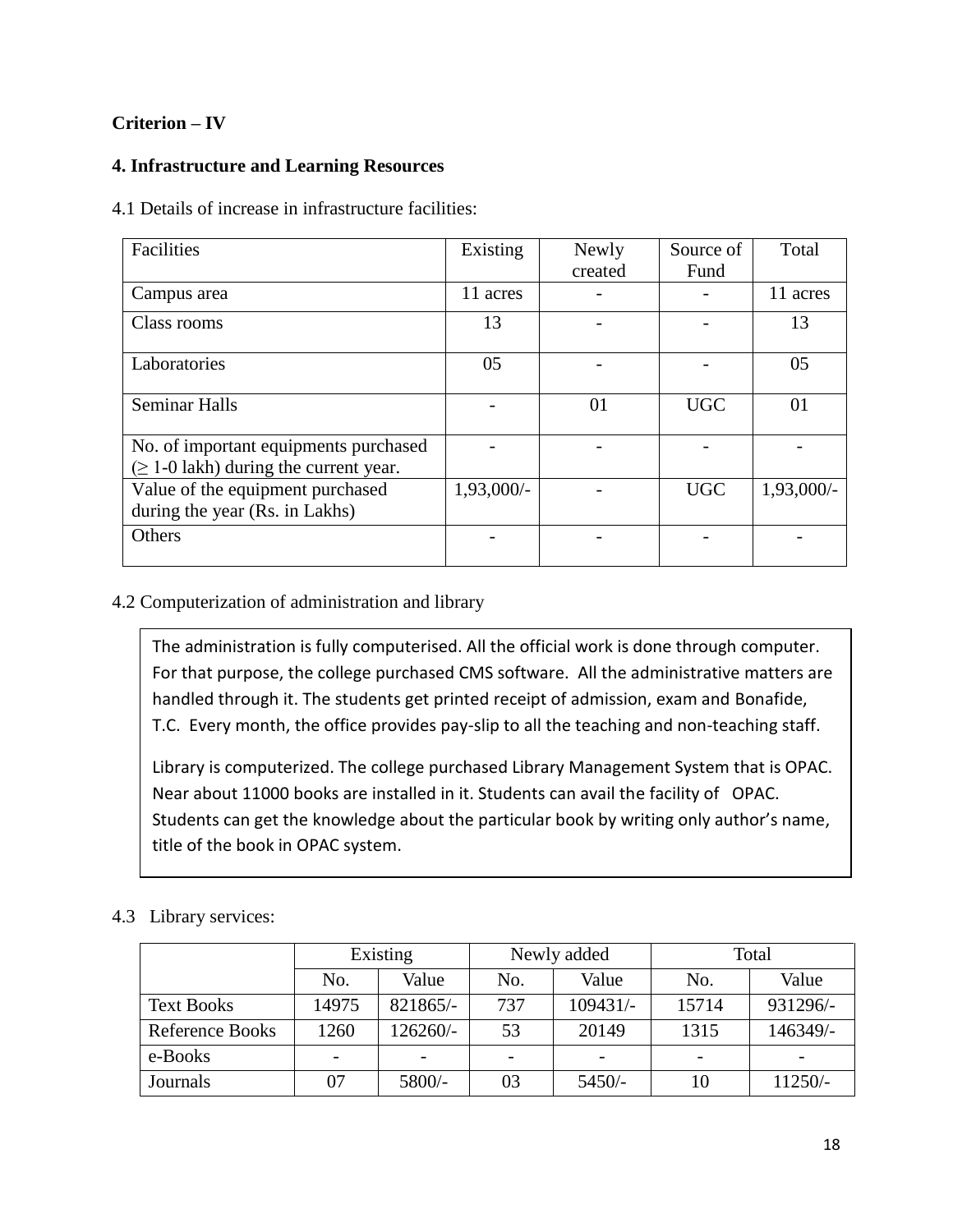**Criterion – IV**

**4. Infrastructure and Learning Resources**

4.1 Details of increase in infrastructure facilities:

| Facilities | Existing | Newly created | Source of Fund | Total |
|---|---|---|---|---|
| Campus area | 11 acres | - | - | 11 acres |
| Class rooms | 13 | - | - | 13 |
| Laboratories | 05 | - | - | 05 |
| Seminar Halls | - | 01 | UGC | 01 |
| No. of important equipments purchased (≥ 1-0 lakh) during the current year. | - | - | - | - |
| Value of the equipment purchased during the year (Rs. in Lakhs) | 1,93,000/- | - | UGC | 1,93,000/- |
| Others | - | - | - | - |

4.2 Computerization of administration and library

The administration is fully computerised. All the official work is done through computer. For that purpose, the college purchased CMS software. All the administrative matters are handled through it. The students get printed receipt of admission, exam and Bonafide, T.C. Every month, the office provides pay-slip to all the teaching and non-teaching staff.

Library is computerized. The college purchased Library Management System that is OPAC. Near about 11000 books are installed in it. Students can avail the facility of OPAC. Students can get the knowledge about the particular book by writing only author's name, title of the book in OPAC system.

4.3 Library services:

| | Existing | | Newly added | | Total | |
|---|---|---|---|---|---|---|
| | No. | Value | No. | Value | No. | Value |
| Text Books | 14975 | 821865/- | 737 | 109431/- | 15714 | 931296/- |
| Reference Books | 1260 | 126260/- | 53 | 20149 | 1315 | 146349/- |
| e-Books | - | - | - | - | - | - |
| Journals | 07 | 5800/- | 03 | 5450/- | 10 | 11250/- |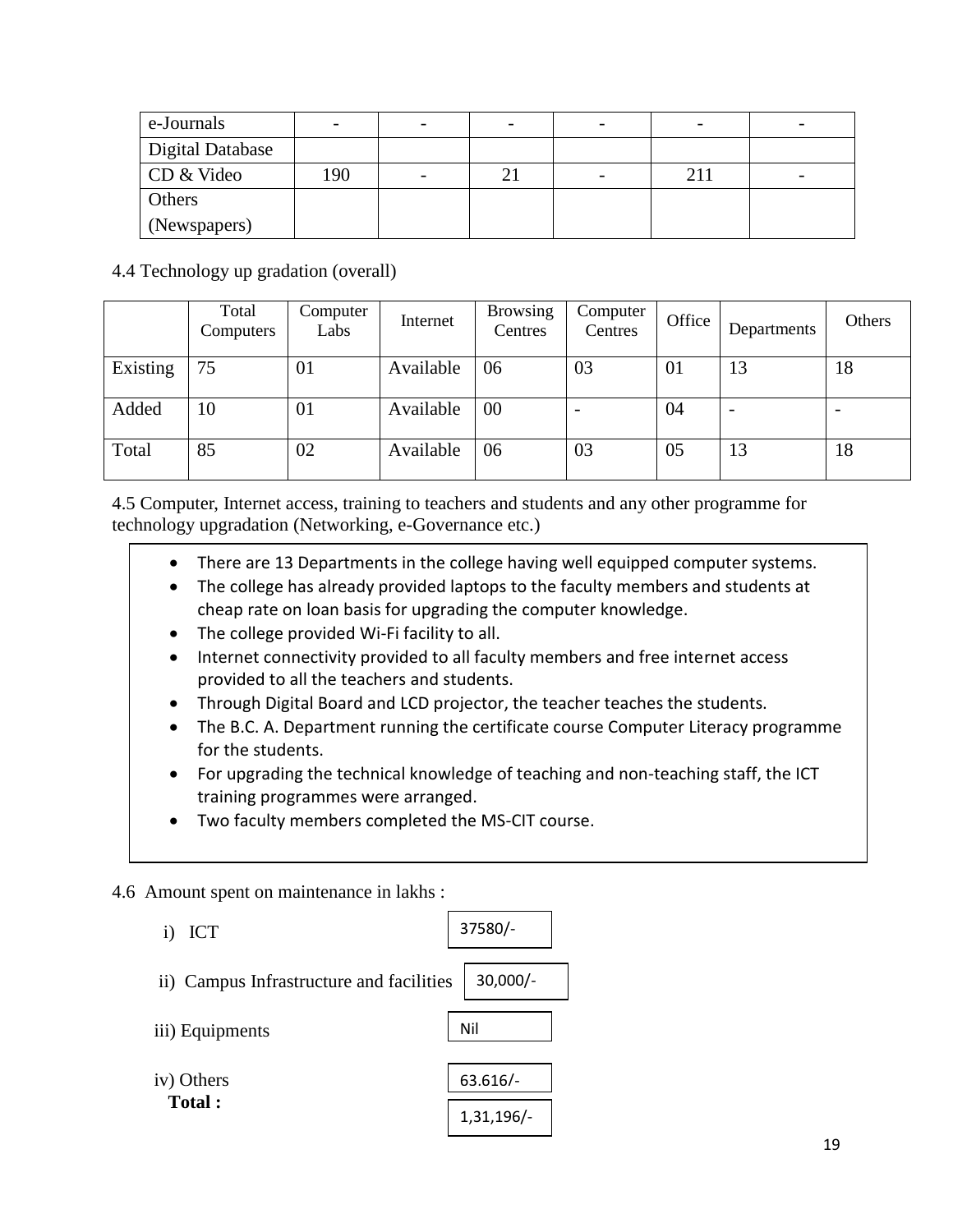| e-Journals | - | - | - | - | - | - |
|---|---|---|---|---|---|---|
| Digital Database | | | | | | |
| CD & Video | 190 | - | 21 | - | 211 | - |
| Others (Newspapers) | | | | | | |

4.4 Technology up gradation (overall)

| | Total Computers | Computer Labs | Internet | Browsing Centres | Computer Centres | Office | Departments | Others |
|---|---|---|---|---|---|---|---|---|
| Existing | 75 | 01 | Available | 06 | 03 | 01 | 13 | 18 |
| Added | 10 | 01 | Available | 00 | - | 04 | - | - |
| Total | 85 | 02 | Available | 06 | 03 | 05 | 13 | 18 |

4.5 Computer, Internet access, training to teachers and students and any other programme for technology upgradation (Networking, e-Governance etc.)

- There are 13 Departments in the college having well equipped computer systems.
- The college has already provided laptops to the faculty members and students at cheap rate on loan basis for upgrading the computer knowledge.
- The college provided Wi-Fi facility to all.
- Internet connectivity provided to all faculty members and free internet access provided to all the teachers and students.
- Through Digital Board and LCD projector, the teacher teaches the students.
- The B.C. A. Department running the certificate course Computer Literacy programme for the students.
- For upgrading the technical knowledge of teaching and non-teaching staff, the ICT training programmes were arranged.
- Two faculty members completed the MS-CIT course.

4.6 Amount spent on maintenance in lakhs :

i) ICT: 37580/-

ii) Campus Infrastructure and facilities: 30,000/-

iii) Equipments: Nil

iv) Others: 63.616/-

**Total :** 1,31,196/-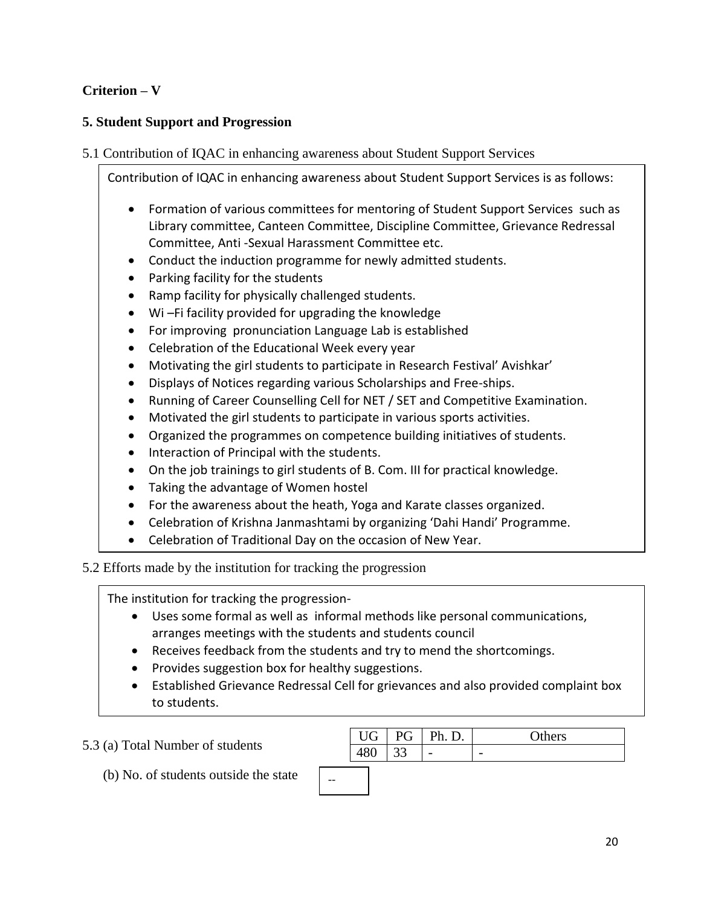**Criterion – V**

**5. Student Support and Progression**

5.1 Contribution of IQAC in enhancing awareness about Student Support Services

Contribution of IQAC in enhancing awareness about Student Support Services is as follows:

- Formation of various committees for mentoring of Student Support Services such as Library committee, Canteen Committee, Discipline Committee, Grievance Redressal Committee, Anti -Sexual Harassment Committee etc.
- Conduct the induction programme for newly admitted students.
- Parking facility for the students
- Ramp facility for physically challenged students.
- Wi –Fi facility provided for upgrading the knowledge
- For improving pronunciation Language Lab is established
- Celebration of the Educational Week every year
- Motivating the girl students to participate in Research Festival' Avishkar'
- Displays of Notices regarding various Scholarships and Free-ships.
- Running of Career Counselling Cell for NET / SET and Competitive Examination.
- Motivated the girl students to participate in various sports activities.
- Organized the programmes on competence building initiatives of students.
- Interaction of Principal with the students.
- On the job trainings to girl students of B. Com. III for practical knowledge.
- Taking the advantage of Women hostel
- For the awareness about the heath, Yoga and Karate classes organized.
- Celebration of Krishna Janmashtami by organizing 'Dahi Handi' Programme.
- Celebration of Traditional Day on the occasion of New Year.

5.2 Efforts made by the institution for tracking the progression

The institution for tracking the progression-

- Uses some formal as well as informal methods like personal communications, arranges meetings with the students and students council
- Receives feedback from the students and try to mend the shortcomings.
- Provides suggestion box for healthy suggestions.
- Established Grievance Redressal Cell for grievances and also provided complaint box to students.

5.3 (a) Total Number of students

| UG | PG | Ph. D. | Others |
|---|---|---|---|
| 480 | 33 | - | - |

(b) No. of students outside the state --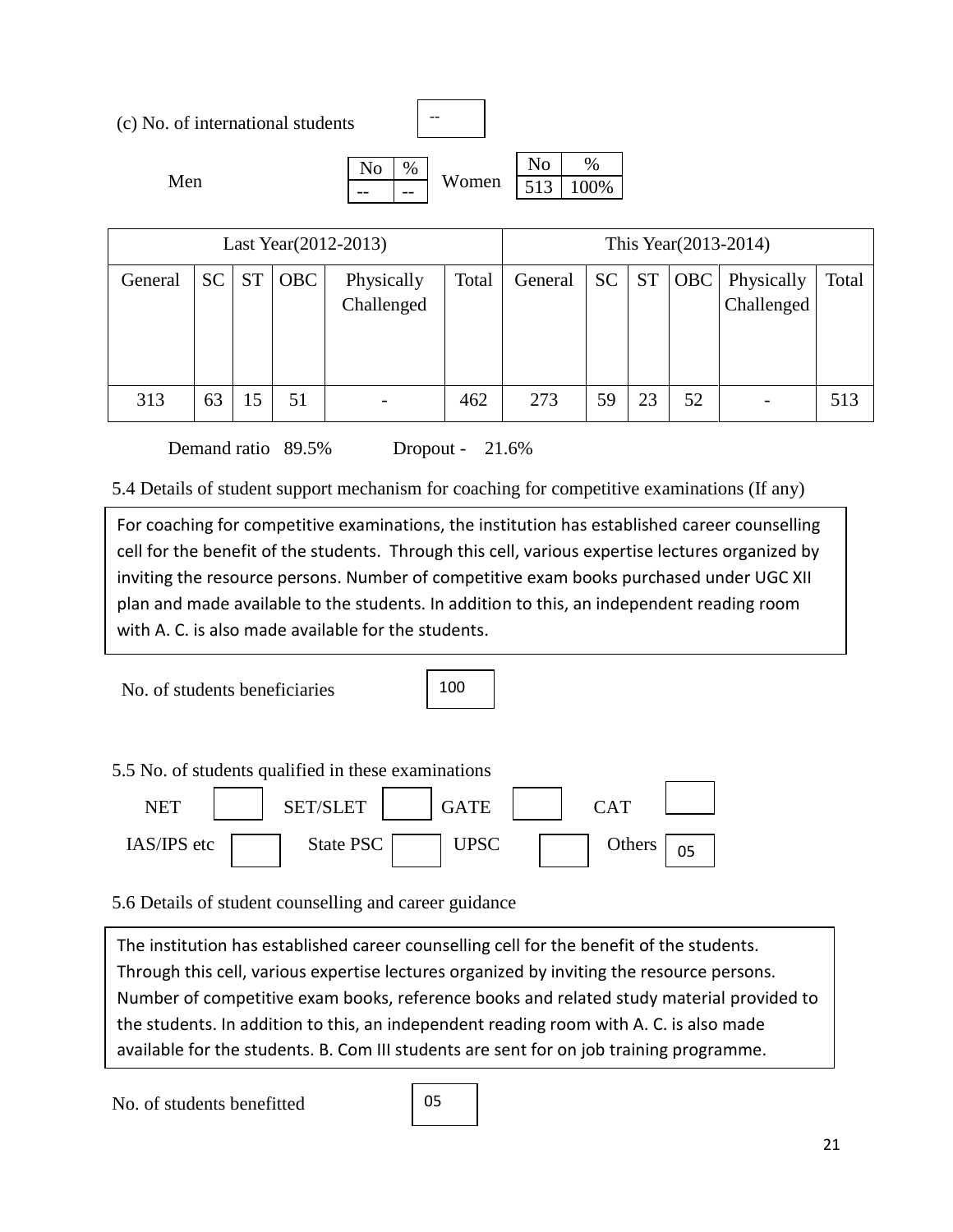(c) No. of international students --

| Men | No | % | Women | No | % |
|---|---|---|---|---|---|
| | -- | -- | | 513 | 100% |

| Last Year(2012-2013) | | | | | | This Year(2013-2014) | | | | | |
|---|---|---|---|---|---|---|---|---|---|---|---|
| General | SC | ST | OBC | Physically Challenged | Total | General | SC | ST | OBC | Physically Challenged | Total |
| 313 | 63 | 15 | 51 | - | 462 | 273 | 59 | 23 | 52 | - | 513 |

Demand ratio 89.5% Dropout - 21.6%

5.4 Details of student support mechanism for coaching for competitive examinations (If any)

For coaching for competitive examinations, the institution has established career counselling cell for the benefit of the students. Through this cell, various expertise lectures organized by inviting the resource persons. Number of competitive exam books purchased under UGC XII plan and made available to the students. In addition to this, an independent reading room with A. C. is also made available for the students.

No. of students beneficiaries 100

5.5 No. of students qualified in these examinations

| NET | | SET/SLET | | GATE | | CAT | |
|---|---|---|---|---|---|---|---|
| IAS/IPS etc | | State PSC | | UPSC | | Others | 05 |

5.6 Details of student counselling and career guidance

The institution has established career counselling cell for the benefit of the students. Through this cell, various expertise lectures organized by inviting the resource persons. Number of competitive exam books, reference books and related study material provided to the students. In addition to this, an independent reading room with A. C. is also made available for the students. B. Com III students are sent for on job training programme.

No. of students benefitted 05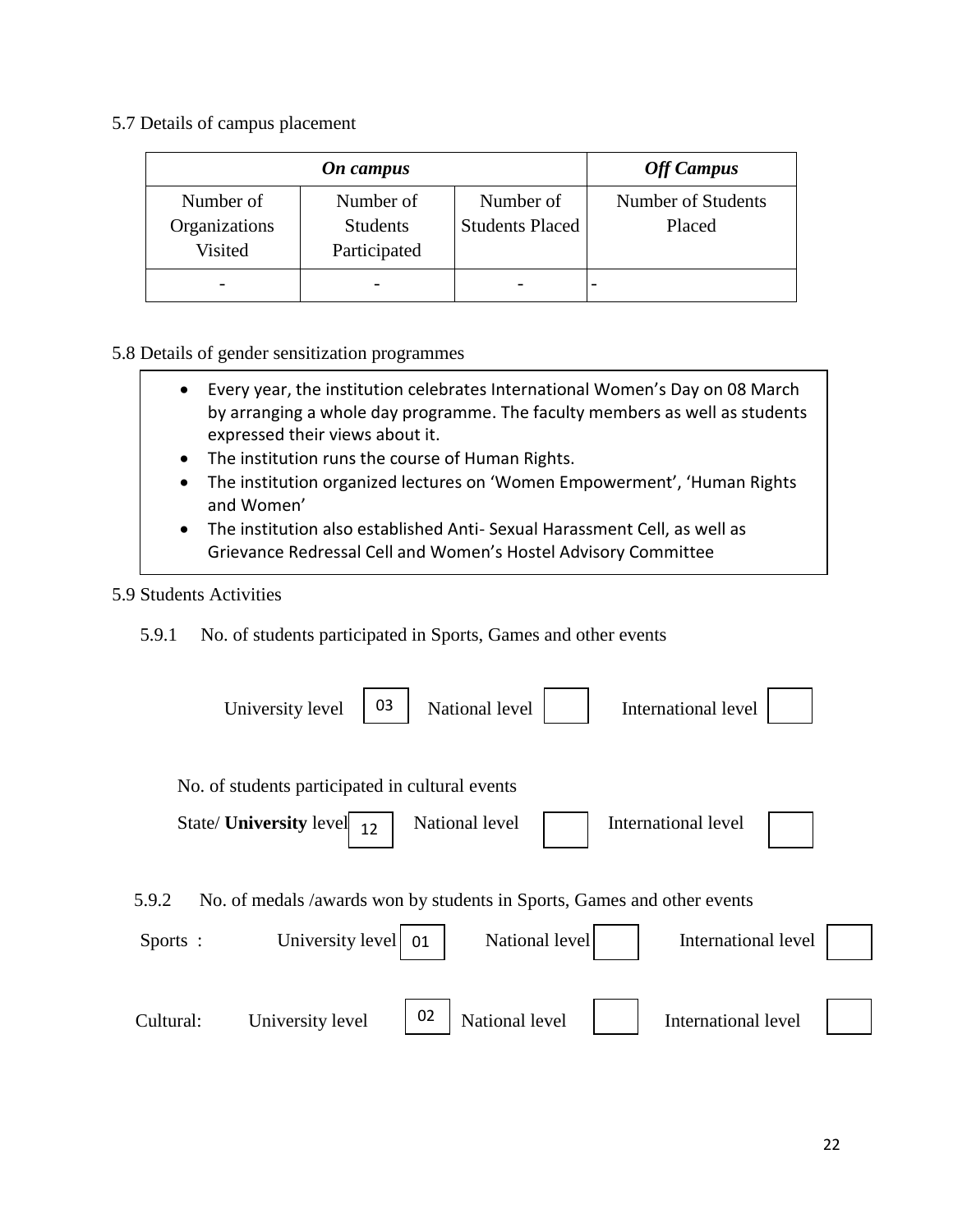5.7 Details of campus placement

| *On campus* | | | *Off Campus* |
|---|---|---|---|
| Number of Organizations Visited | Number of Students Participated | Number of Students Placed | Number of Students Placed |
| - | - | - | - |

5.8 Details of gender sensitization programmes

- Every year, the institution celebrates International Women's Day on 08 March by arranging a whole day programme. The faculty members as well as students expressed their views about it.
- The institution runs the course of Human Rights.
- The institution organized lectures on 'Women Empowerment', 'Human Rights and Women'
- The institution also established Anti- Sexual Harassment Cell, as well as Grievance Redressal Cell and Women's Hostel Advisory Committee

5.9 Students Activities

5.9.1 No. of students participated in Sports, Games and other events

University level 03 National level International level

No. of students participated in cultural events

State/ **University** level 12 National level International level

5.9.2 No. of medals /awards won by students in Sports, Games and other events

Sports : University level 01 National level International level

Cultural: University level 02 National level International level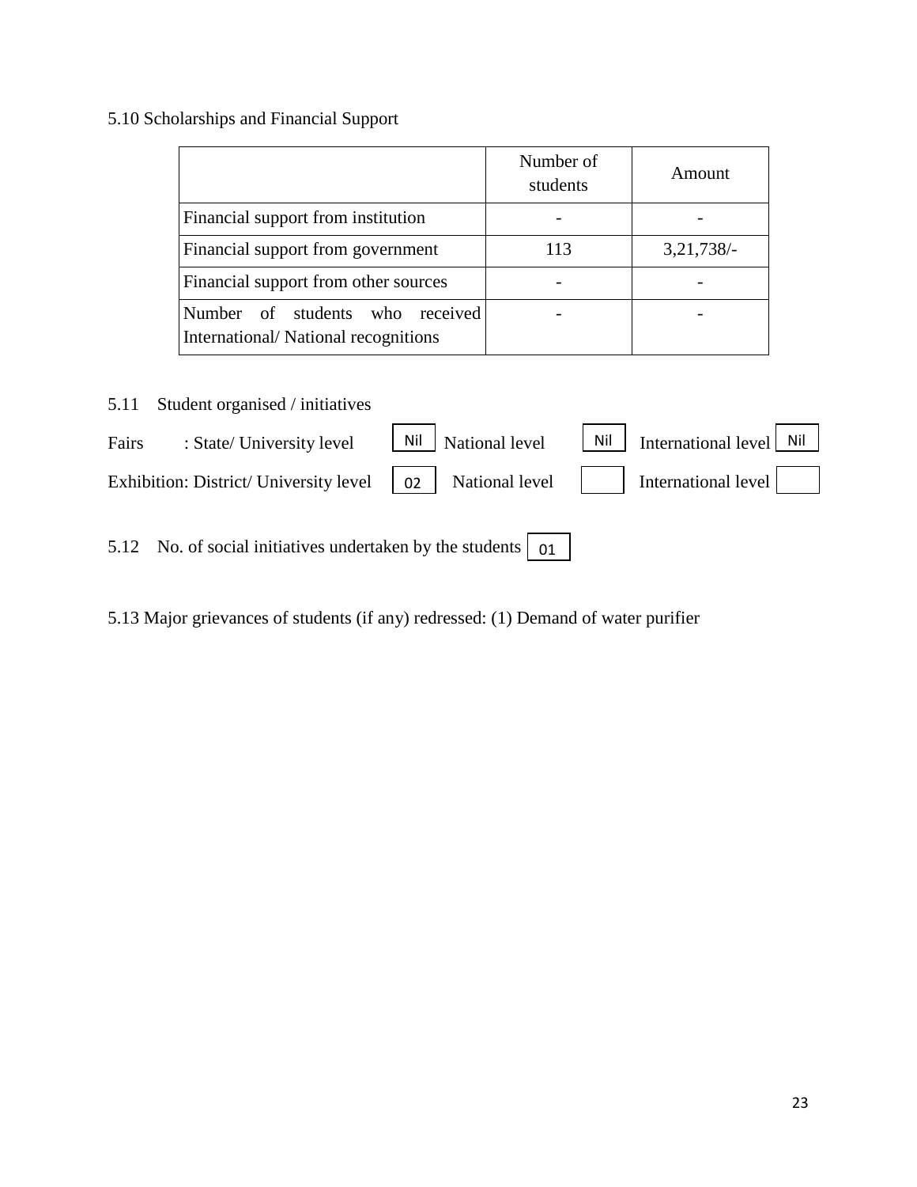5.10 Scholarships and Financial Support

| | Number of students | Amount |
|---|---|---|
| Financial support from institution | - | - |
| Financial support from government | 113 | 3,21,738/- |
| Financial support from other sources | - | - |
| Number of students who received International/ National recognitions | - | - |

5.11 Student organised / initiatives

Fairs : State/ University level Nil National level Nil International level Nil

Exhibition: District/ University level 02 National level International level

5.12 No. of social initiatives undertaken by the students 01

5.13 Major grievances of students (if any) redressed: (1) Demand of water purifier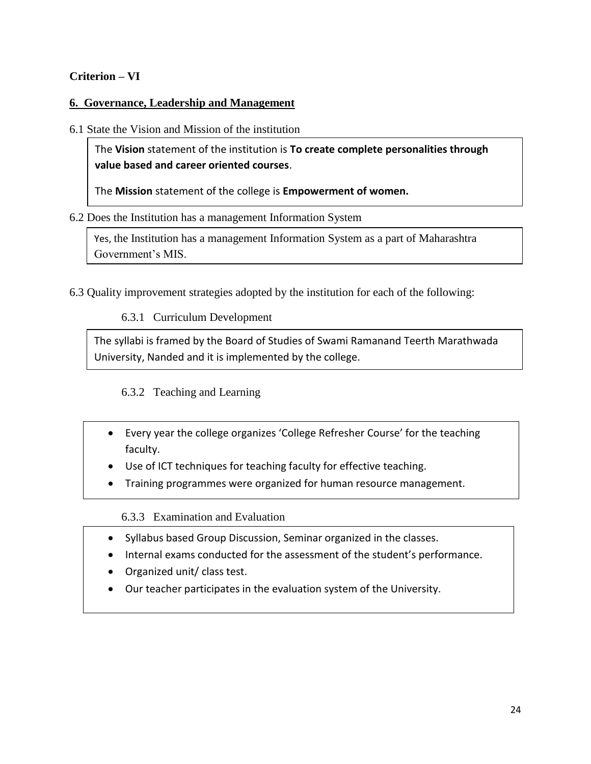**Criterion – VI**

## 6. Governance, Leadership and Management

6.1 State the Vision and Mission of the institution

The **Vision** statement of the institution is **To create complete personalities through value based and career oriented courses**.

The **Mission** statement of the college is **Empowerment of women.**

6.2 Does the Institution has a management Information System

Yes, the Institution has a management Information System as a part of Maharashtra Government's MIS.

6.3 Quality improvement strategies adopted by the institution for each of the following:

6.3.1 Curriculum Development

The syllabi is framed by the Board of Studies of Swami Ramanand Teerth Marathwada University, Nanded and it is implemented by the college.

6.3.2 Teaching and Learning

- Every year the college organizes 'College Refresher Course' for the teaching faculty.
- Use of ICT techniques for teaching faculty for effective teaching.
- Training programmes were organized for human resource management.

6.3.3 Examination and Evaluation

- Syllabus based Group Discussion, Seminar organized in the classes.
- Internal exams conducted for the assessment of the student's performance.
- Organized unit/ class test.
- Our teacher participates in the evaluation system of the University.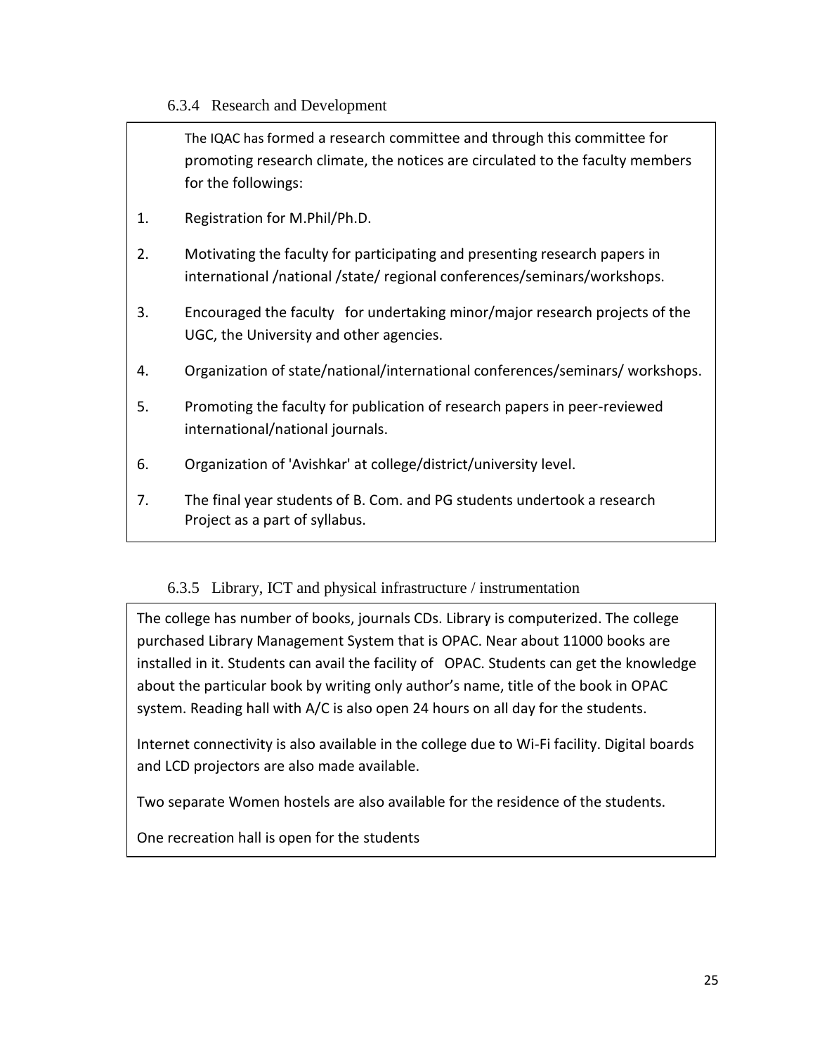### 6.3.4 Research and Development

The IQAC has formed a research committee and through this committee for promoting research climate, the notices are circulated to the faculty members for the followings:

1. Registration for M.Phil/Ph.D.
2. Motivating the faculty for participating and presenting research papers in international /national /state/ regional conferences/seminars/workshops.
3. Encouraged the faculty for undertaking minor/major research projects of the UGC, the University and other agencies.
4. Organization of state/national/international conferences/seminars/ workshops.
5. Promoting the faculty for publication of research papers in peer-reviewed international/national journals.
6. Organization of 'Avishkar' at college/district/university level.
7. The final year students of B. Com. and PG students undertook a research Project as a part of syllabus.

### 6.3.5 Library, ICT and physical infrastructure / instrumentation

The college has number of books, journals CDs. Library is computerized. The college purchased Library Management System that is OPAC. Near about 11000 books are installed in it. Students can avail the facility of OPAC. Students can get the knowledge about the particular book by writing only author's name, title of the book in OPAC system. Reading hall with A/C is also open 24 hours on all day for the students.

Internet connectivity is also available in the college due to Wi-Fi facility. Digital boards and LCD projectors are also made available.

Two separate Women hostels are also available for the residence of the students.

One recreation hall is open for the students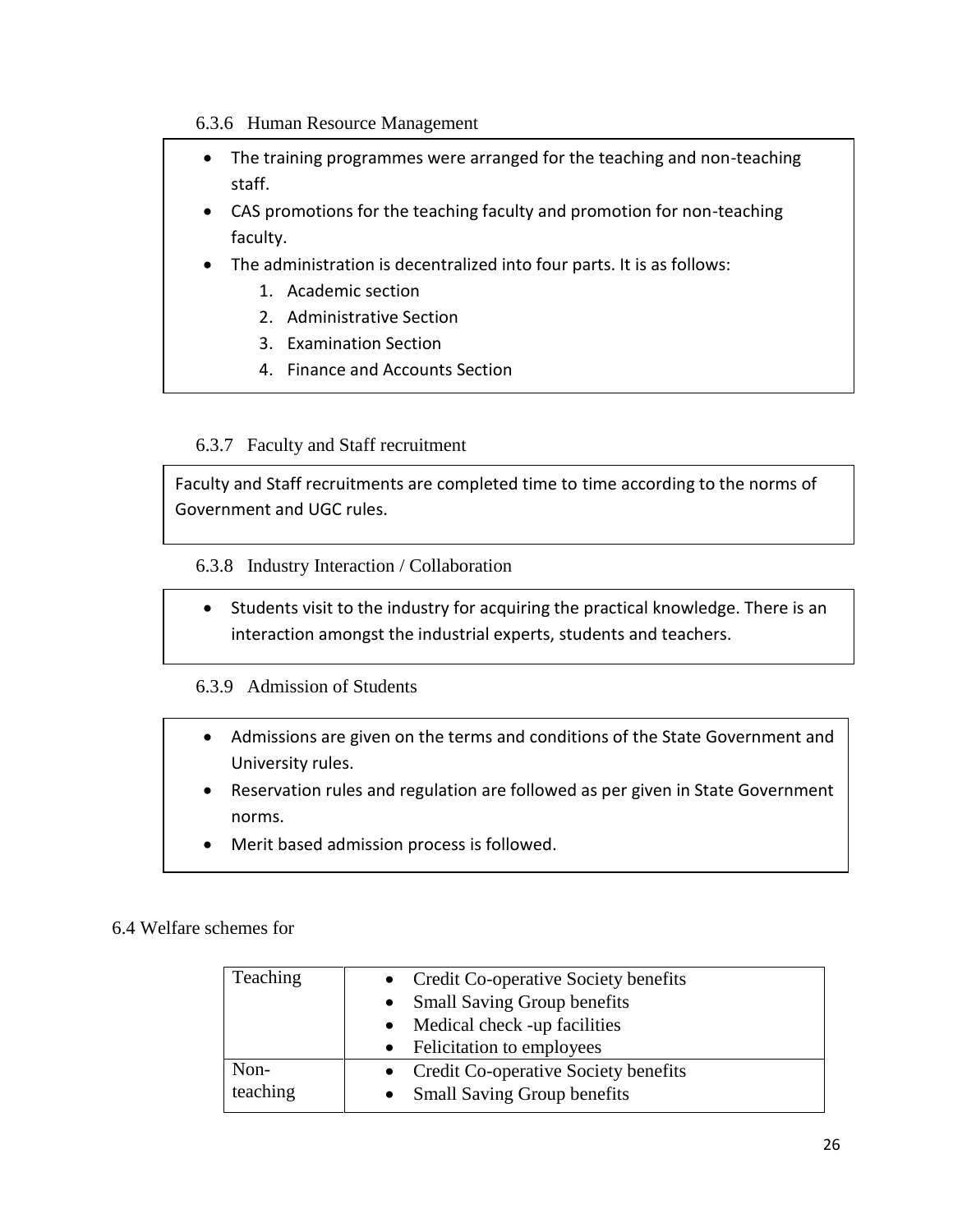#### 6.3.6 Human Resource Management

- The training programmes were arranged for the teaching and non-teaching staff.
- CAS promotions for the teaching faculty and promotion for non-teaching faculty.
- The administration is decentralized into four parts. It is as follows:
    1. Academic section
    2. Administrative Section
    3. Examination Section
    4. Finance and Accounts Section

#### 6.3.7 Faculty and Staff recruitment

Faculty and Staff recruitments are completed time to time according to the norms of Government and UGC rules.

#### 6.3.8 Industry Interaction / Collaboration

- Students visit to the industry for acquiring the practical knowledge. There is an interaction amongst the industrial experts, students and teachers.

#### 6.3.9 Admission of Students

- Admissions are given on the terms and conditions of the State Government and University rules.
- Reservation rules and regulation are followed as per given in State Government norms.
- Merit based admission process is followed.

### 6.4 Welfare schemes for

| Teaching | • Credit Co-operative Society benefits<br>• Small Saving Group benefits<br>• Medical check -up facilities<br>• Felicitation to employees |
|---|---|
| Non-teaching | • Credit Co-operative Society benefits<br>• Small Saving Group benefits |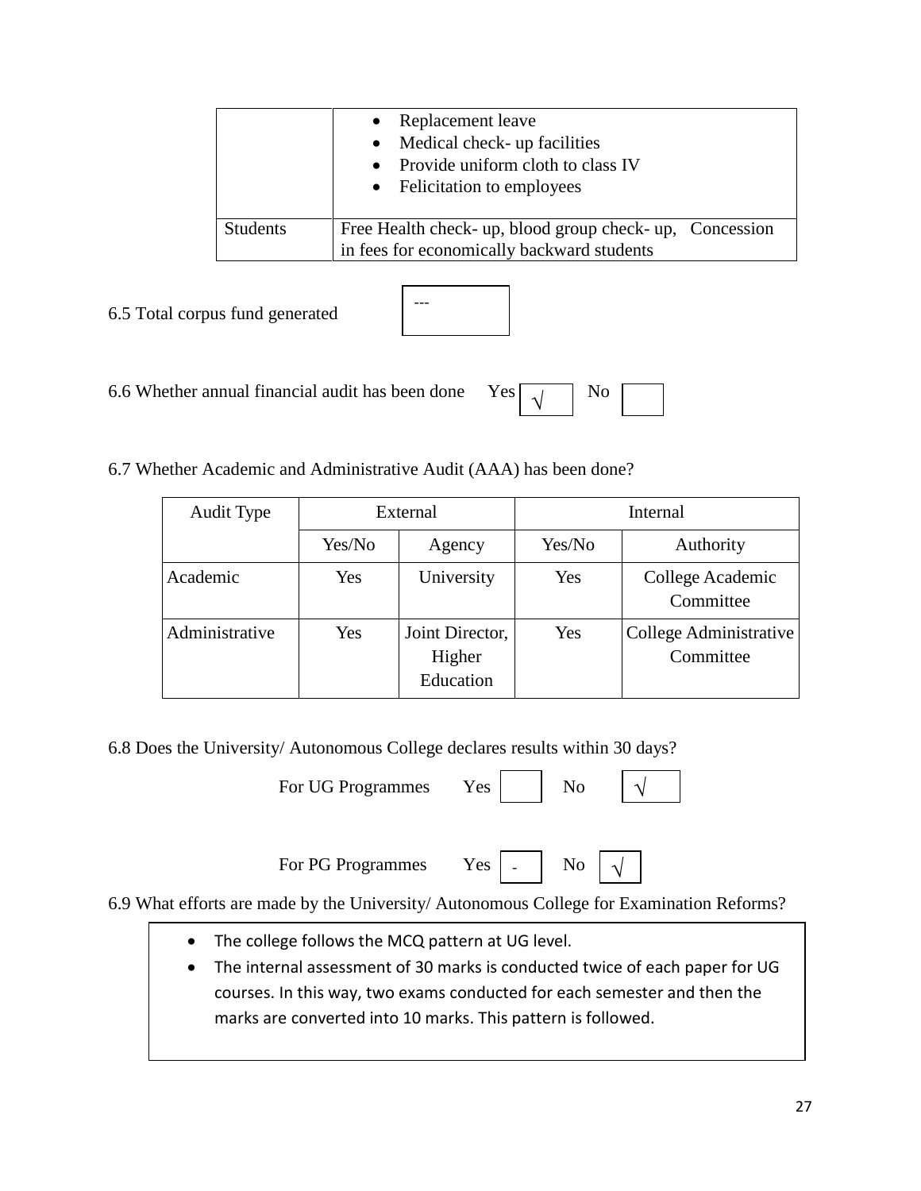| | • Replacement leave<br>• Medical check- up facilities<br>• Provide uniform cloth to class IV<br>• Felicitation to employees |
|---|---|
| Students | Free Health check- up, blood group check- up, Concession in fees for economically backward students |

6.5 Total corpus fund generated ---

6.6 Whether annual financial audit has been done Yes √ No

6.7 Whether Academic and Administrative Audit (AAA) has been done?

| Audit Type | External | | Internal | |
|---|---|---|---|---|
| | Yes/No | Agency | Yes/No | Authority |
| Academic | Yes | University | Yes | College Academic Committee |
| Administrative | Yes | Joint Director, Higher Education | Yes | College Administrative Committee |

6.8 Does the University/ Autonomous College declares results within 30 days?

For UG Programmes Yes No √

For PG Programmes Yes - No √

6.9 What efforts are made by the University/ Autonomous College for Examination Reforms?

- The college follows the MCQ pattern at UG level.
- The internal assessment of 30 marks is conducted twice of each paper for UG courses. In this way, two exams conducted for each semester and then the marks are converted into 10 marks. This pattern is followed.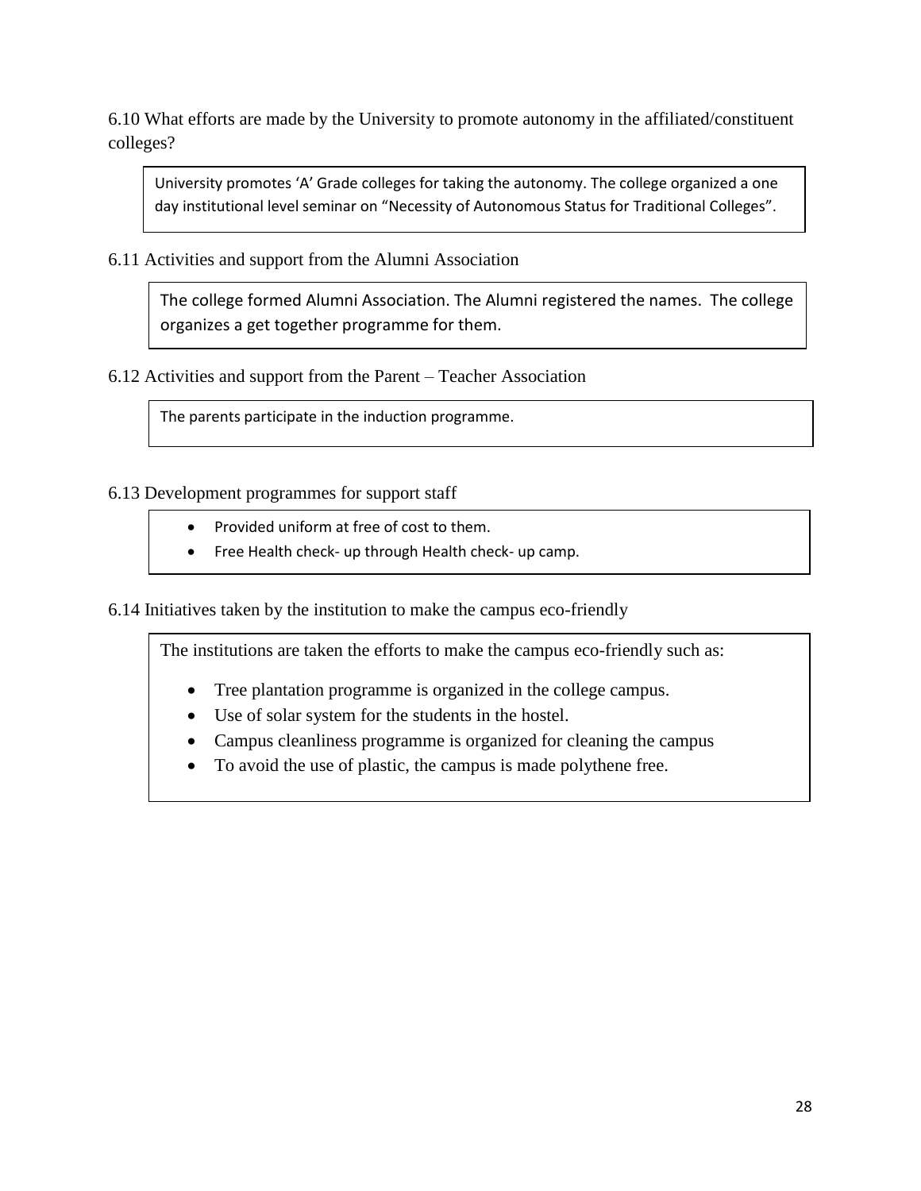6.10 What efforts are made by the University to promote autonomy in the affiliated/constituent colleges?

University promotes 'A' Grade colleges for taking the autonomy. The college organized a one day institutional level seminar on "Necessity of Autonomous Status for Traditional Colleges".

6.11 Activities and support from the Alumni Association

The college formed Alumni Association. The Alumni registered the names. The college organizes a get together programme for them.

6.12 Activities and support from the Parent – Teacher Association

The parents participate in the induction programme.

6.13 Development programmes for support staff

- Provided uniform at free of cost to them.
- Free Health check- up through Health check- up camp.

6.14 Initiatives taken by the institution to make the campus eco-friendly

The institutions are taken the efforts to make the campus eco-friendly such as:

- Tree plantation programme is organized in the college campus.
- Use of solar system for the students in the hostel.
- Campus cleanliness programme is organized for cleaning the campus
- To avoid the use of plastic, the campus is made polythene free.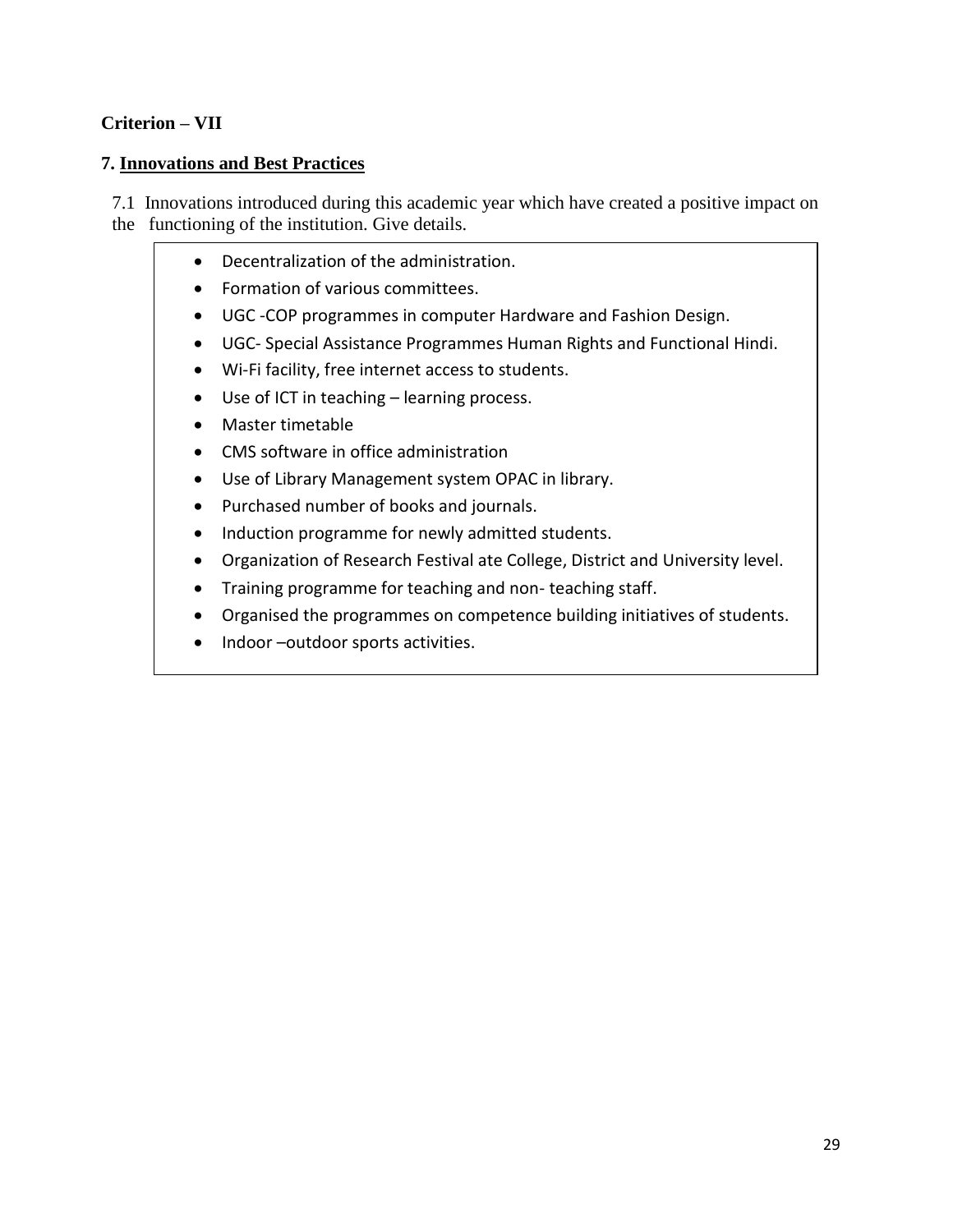**Criterion – VII**

## 7. Innovations and Best Practices

7.1 Innovations introduced during this academic year which have created a positive impact on the functioning of the institution. Give details.

- Decentralization of the administration.
- Formation of various committees.
- UGC -COP programmes in computer Hardware and Fashion Design.
- UGC- Special Assistance Programmes Human Rights and Functional Hindi.
- Wi-Fi facility, free internet access to students.
- Use of ICT in teaching – learning process.
- Master timetable
- CMS software in office administration
- Use of Library Management system OPAC in library.
- Purchased number of books and journals.
- Induction programme for newly admitted students.
- Organization of Research Festival ate College, District and University level.
- Training programme for teaching and non- teaching staff.
- Organised the programmes on competence building initiatives of students.
- Indoor –outdoor sports activities.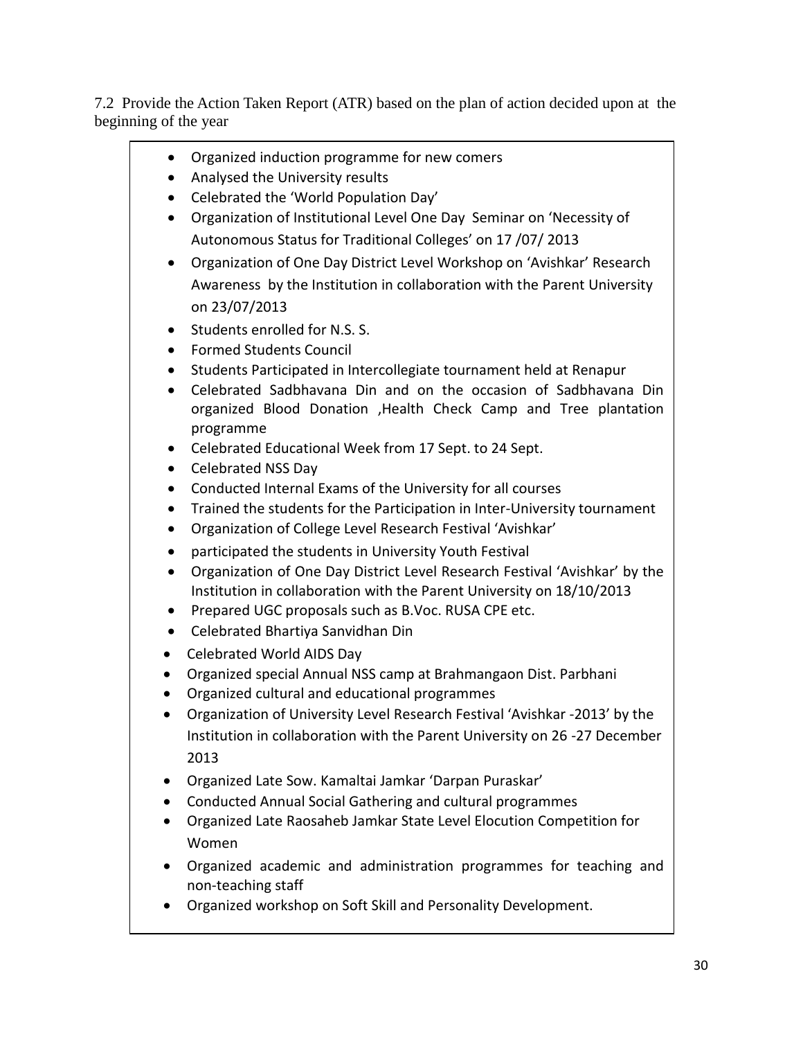7.2 Provide the Action Taken Report (ATR) based on the plan of action decided upon at the beginning of the year

- Organized induction programme for new comers
- Analysed the University results
- Celebrated the 'World Population Day'
- Organization of Institutional Level One Day Seminar on 'Necessity of Autonomous Status for Traditional Colleges' on 17 /07/ 2013
- Organization of One Day District Level Workshop on 'Avishkar' Research Awareness by the Institution in collaboration with the Parent University on 23/07/2013
- Students enrolled for N.S. S.
- Formed Students Council
- Students Participated in Intercollegiate tournament held at Renapur
- Celebrated Sadbhavana Din and on the occasion of Sadbhavana Din organized Blood Donation ,Health Check Camp and Tree plantation programme
- Celebrated Educational Week from 17 Sept. to 24 Sept.
- Celebrated NSS Day
- Conducted Internal Exams of the University for all courses
- Trained the students for the Participation in Inter-University tournament
- Organization of College Level Research Festival 'Avishkar'
- participated the students in University Youth Festival
- Organization of One Day District Level Research Festival 'Avishkar' by the Institution in collaboration with the Parent University on 18/10/2013
- Prepared UGC proposals such as B.Voc. RUSA CPE etc.
- Celebrated Bhartiya Sanvidhan Din
- Celebrated World AIDS Day
- Organized special Annual NSS camp at Brahmangaon Dist. Parbhani
- Organized cultural and educational programmes
- Organization of University Level Research Festival 'Avishkar -2013' by the Institution in collaboration with the Parent University on 26 -27 December 2013
- Organized Late Sow. Kamaltai Jamkar 'Darpan Puraskar'
- Conducted Annual Social Gathering and cultural programmes
- Organized Late Raosaheb Jamkar State Level Elocution Competition for Women
- Organized academic and administration programmes for teaching and non-teaching staff
- Organized workshop on Soft Skill and Personality Development.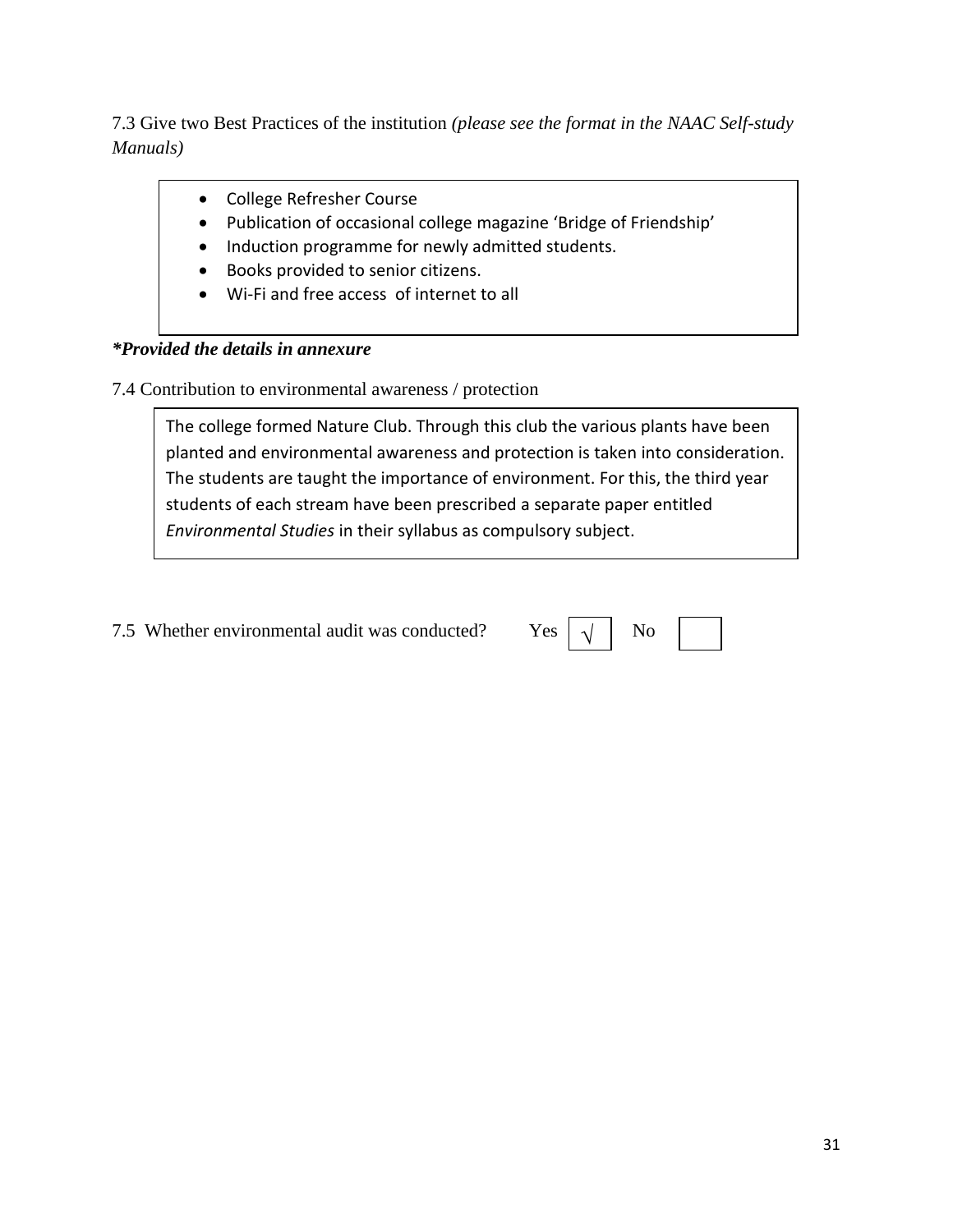7.3 Give two Best Practices of the institution *(please see the format in the NAAC Self-study Manuals)*

- College Refresher Course
- Publication of occasional college magazine ‘Bridge of Friendship’
- Induction programme for newly admitted students.
- Books provided to senior citizens.
- Wi-Fi and free access of internet to all

***Provided the details in annexure***

7.4 Contribution to environmental awareness / protection

The college formed Nature Club. Through this club the various plants have been planted and environmental awareness and protection is taken into consideration. The students are taught the importance of environment. For this, the third year students of each stream have been prescribed a separate paper entitled *Environmental Studies* in their syllabus as compulsory subject.

7.5 Whether environmental audit was conducted? Yes [√] No [ ]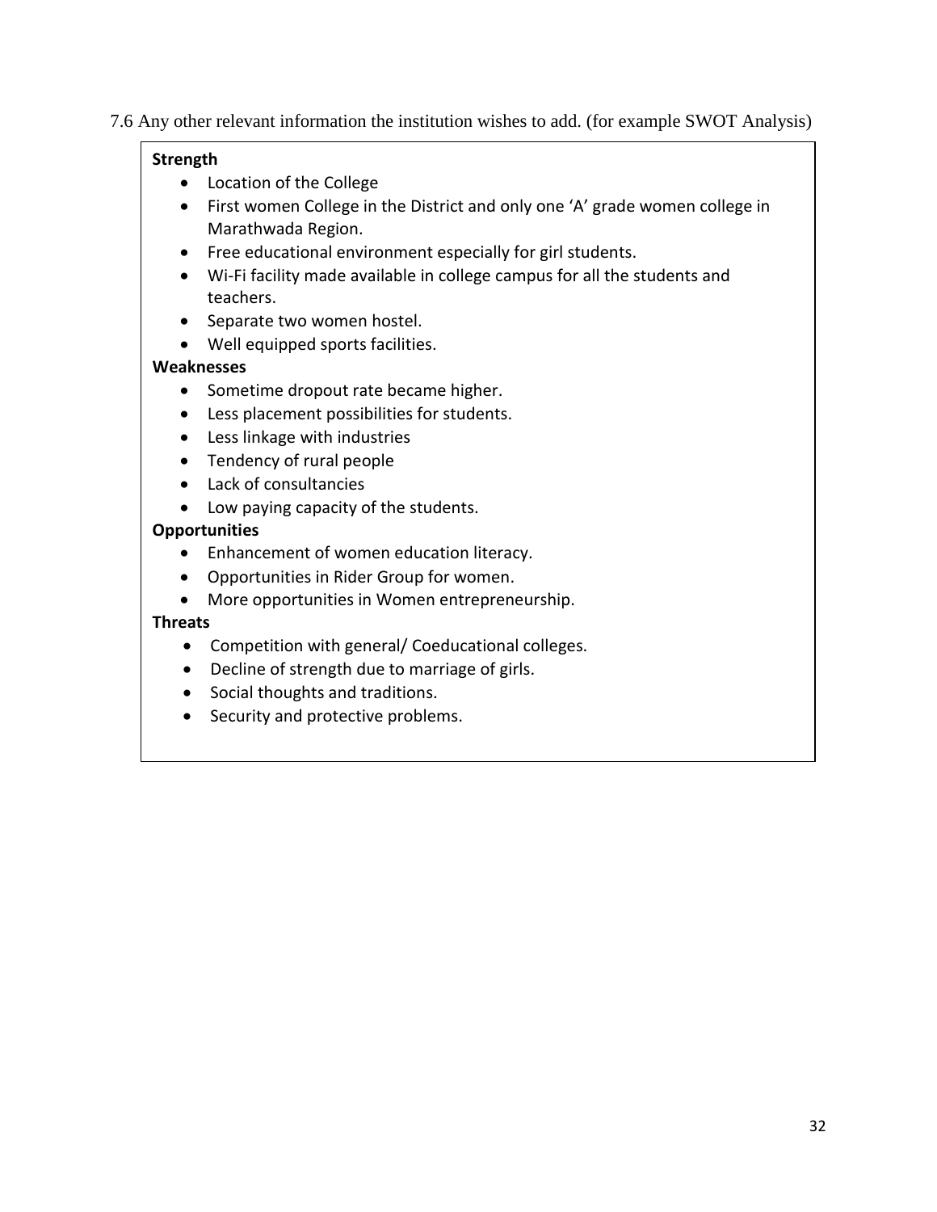7.6 Any other relevant information the institution wishes to add. (for example SWOT Analysis)

**Strength**

- Location of the College
- First women College in the District and only one 'A' grade women college in Marathwada Region.
- Free educational environment especially for girl students.
- Wi-Fi facility made available in college campus for all the students and teachers.
- Separate two women hostel.
- Well equipped sports facilities.

**Weaknesses**

- Sometime dropout rate became higher.
- Less placement possibilities for students.
- Less linkage with industries
- Tendency of rural people
- Lack of consultancies
- Low paying capacity of the students.

**Opportunities**

- Enhancement of women education literacy.
- Opportunities in Rider Group for women.
- More opportunities in Women entrepreneurship.

**Threats**

- Competition with general/ Coeducational colleges.
- Decline of strength due to marriage of girls.
- Social thoughts and traditions.
- Security and protective problems.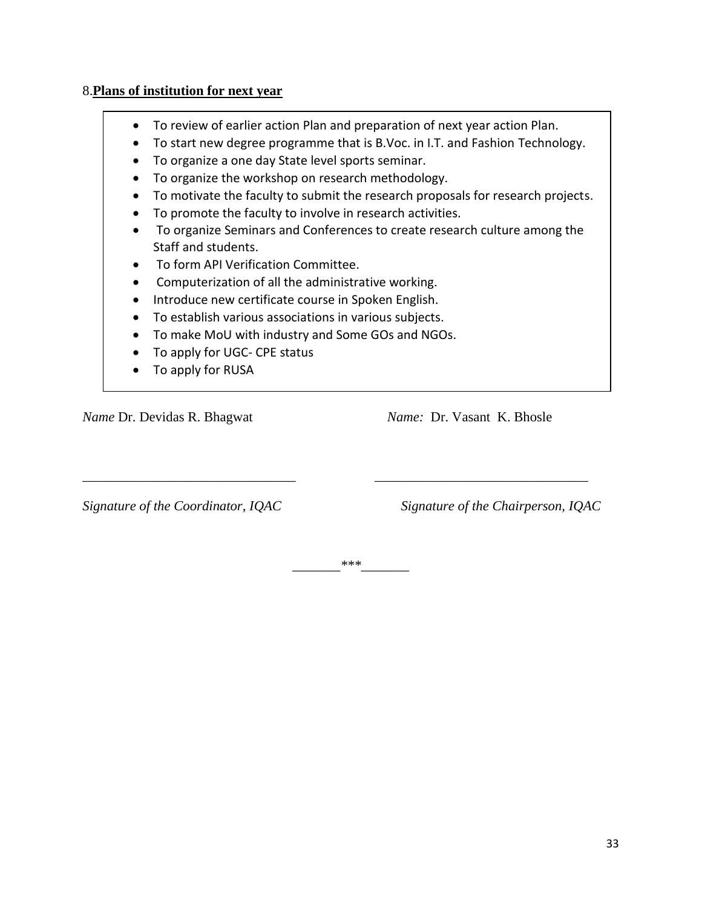8.**Plans of institution for next year**

- To review of earlier action Plan and preparation of next year action Plan.
- To start new degree programme that is B.Voc. in I.T. and Fashion Technology.
- To organize a one day State level sports seminar.
- To organize the workshop on research methodology.
- To motivate the faculty to submit the research proposals for research projects.
- To promote the faculty to involve in research activities.
- To organize Seminars and Conferences to create research culture among the Staff and students.
- To form API Verification Committee.
- Computerization of all the administrative working.
- Introduce new certificate course in Spoken English.
- To establish various associations in various subjects.
- To make MoU with industry and Some GOs and NGOs.
- To apply for UGC- CPE status
- To apply for RUSA

*Name* Dr. Devidas R. Bhagwat

*Name:* Dr. Vasant K. Bhosle

_______________________________

_______________________________

*Signature of the Coordinator, IQAC*

*Signature of the Chairperson, IQAC*

_______***_______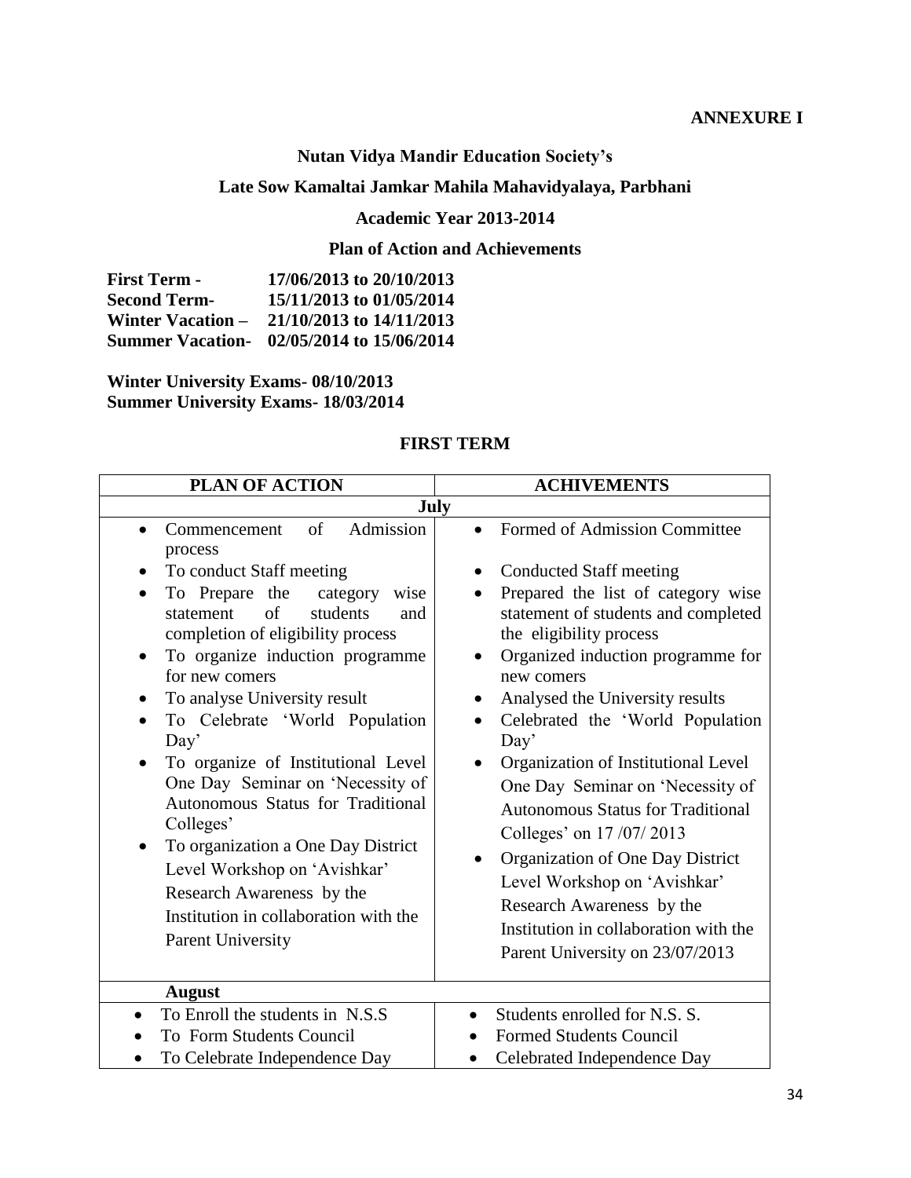**ANNEXURE I**

## Nutan Vidya Mandir Education Society's

## Late Sow Kamaltai Jamkar Mahila Mahavidyalaya, Parbhani

### Academic Year 2013-2014

### Plan of Action and Achievements

**First Term - 17/06/2013 to 20/10/2013**
**Second Term- 15/11/2013 to 01/05/2014**
**Winter Vacation – 21/10/2013 to 14/11/2013**
**Summer Vacation- 02/05/2014 to 15/06/2014**

**Winter University Exams- 08/10/2013**
**Summer University Exams- 18/03/2014**

### FIRST TERM

| PLAN OF ACTION | ACHIVEMENTS |
|---|---|
| **July** | |
| • Commencement of Admission process<br>• To conduct Staff meeting<br>• To Prepare the category wise statement of students and completion of eligibility process<br>• To organize induction programme for new comers<br>• To analyse University result<br>• To Celebrate 'World Population Day'<br>• To organize of Institutional Level One Day Seminar on 'Necessity of Autonomous Status for Traditional Colleges'<br>• To organization a One Day District Level Workshop on 'Avishkar' Research Awareness by the Institution in collaboration with the Parent University | • Formed of Admission Committee<br>• Conducted Staff meeting<br>• Prepared the list of category wise statement of students and completed the eligibility process<br>• Organized induction programme for new comers<br>• Analysed the University results<br>• Celebrated the 'World Population Day'<br>• Organization of Institutional Level One Day Seminar on 'Necessity of Autonomous Status for Traditional Colleges' on 17 /07/ 2013<br>• Organization of One Day District Level Workshop on 'Avishkar' Research Awareness by the Institution in collaboration with the Parent University on 23/07/2013 |
| **August** | |
| • To Enroll the students in N.S.S<br>• To Form Students Council<br>• To Celebrate Independence Day | • Students enrolled for N.S. S.<br>• Formed Students Council<br>• Celebrated Independence Day |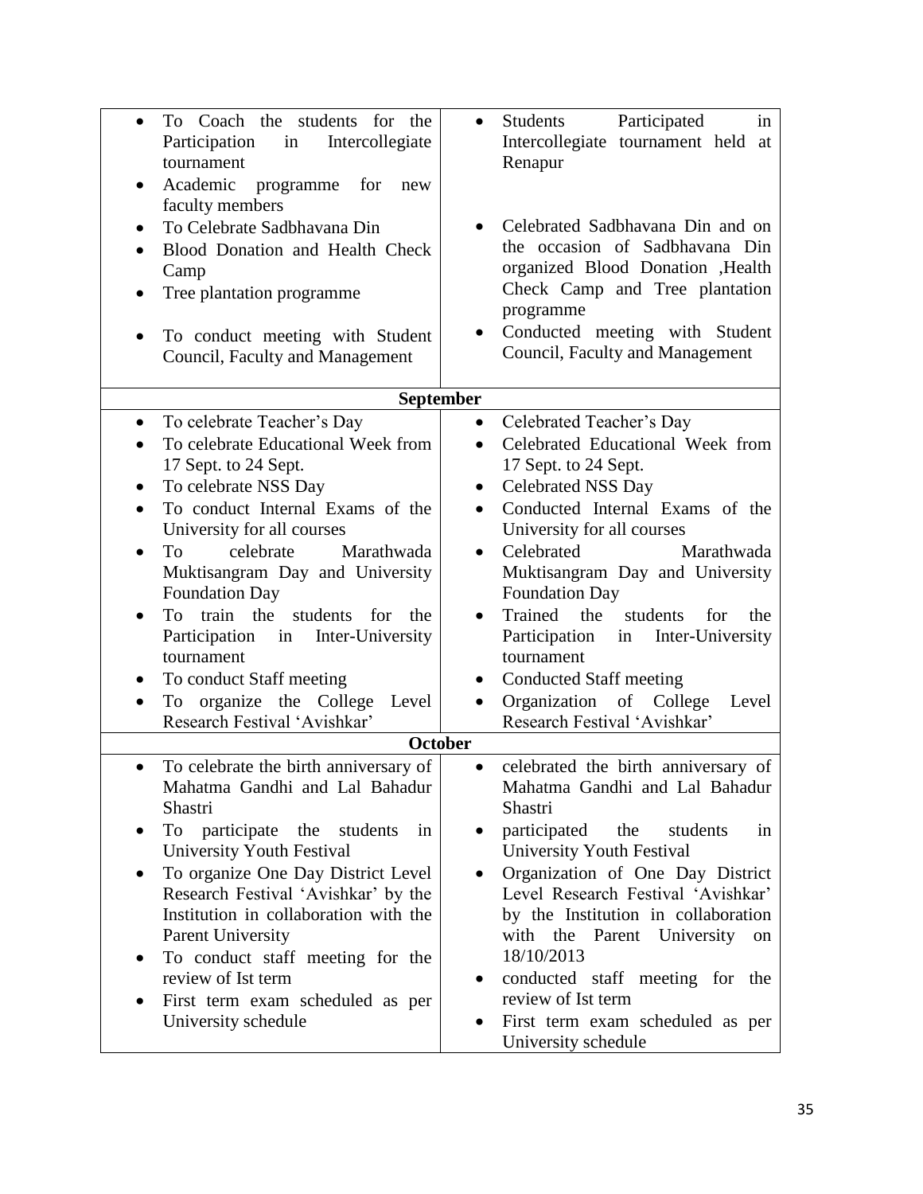| | |
|---|---|
| • To Coach the students for the Participation in Intercollegiate tournament<br>• Academic programme for new faculty members<br>• To Celebrate Sadbhavana Din<br>• Blood Donation and Health Check Camp<br>• Tree plantation programme<br>• To conduct meeting with Student Council, Faculty and Management | • Students Participated in Intercollegiate tournament held at Renapur<br>• Celebrated Sadbhavana Din and on the occasion of Sadbhavana Din organized Blood Donation ,Health Check Camp and Tree plantation programme<br>• Conducted meeting with Student Council, Faculty and Management |
| **September** | |
| • To celebrate Teacher's Day<br>• To celebrate Educational Week from 17 Sept. to 24 Sept.<br>• To celebrate NSS Day<br>• To conduct Internal Exams of the University for all courses<br>• To celebrate Marathwada Muktisangram Day and University Foundation Day<br>• To train the students for the Participation in Inter-University tournament<br>• To conduct Staff meeting<br>• To organize the College Level Research Festival 'Avishkar' | • Celebrated Teacher's Day<br>• Celebrated Educational Week from 17 Sept. to 24 Sept.<br>• Celebrated NSS Day<br>• Conducted Internal Exams of the University for all courses<br>• Celebrated Marathwada Muktisangram Day and University Foundation Day<br>• Trained the students for the Participation in Inter-University tournament<br>• Conducted Staff meeting<br>• Organization of College Level Research Festival 'Avishkar' |
| **October** | |
| • To celebrate the birth anniversary of Mahatma Gandhi and Lal Bahadur Shastri<br>• To participate the students in University Youth Festival<br>• To organize One Day District Level Research Festival 'Avishkar' by the Institution in collaboration with the Parent University<br>• To conduct staff meeting for the review of Ist term<br>• First term exam scheduled as per University schedule | • celebrated the birth anniversary of Mahatma Gandhi and Lal Bahadur Shastri<br>• participated the students in University Youth Festival<br>• Organization of One Day District Level Research Festival 'Avishkar' by the Institution in collaboration with the Parent University on 18/10/2013<br>• conducted staff meeting for the review of Ist term<br>• First term exam scheduled as per University schedule |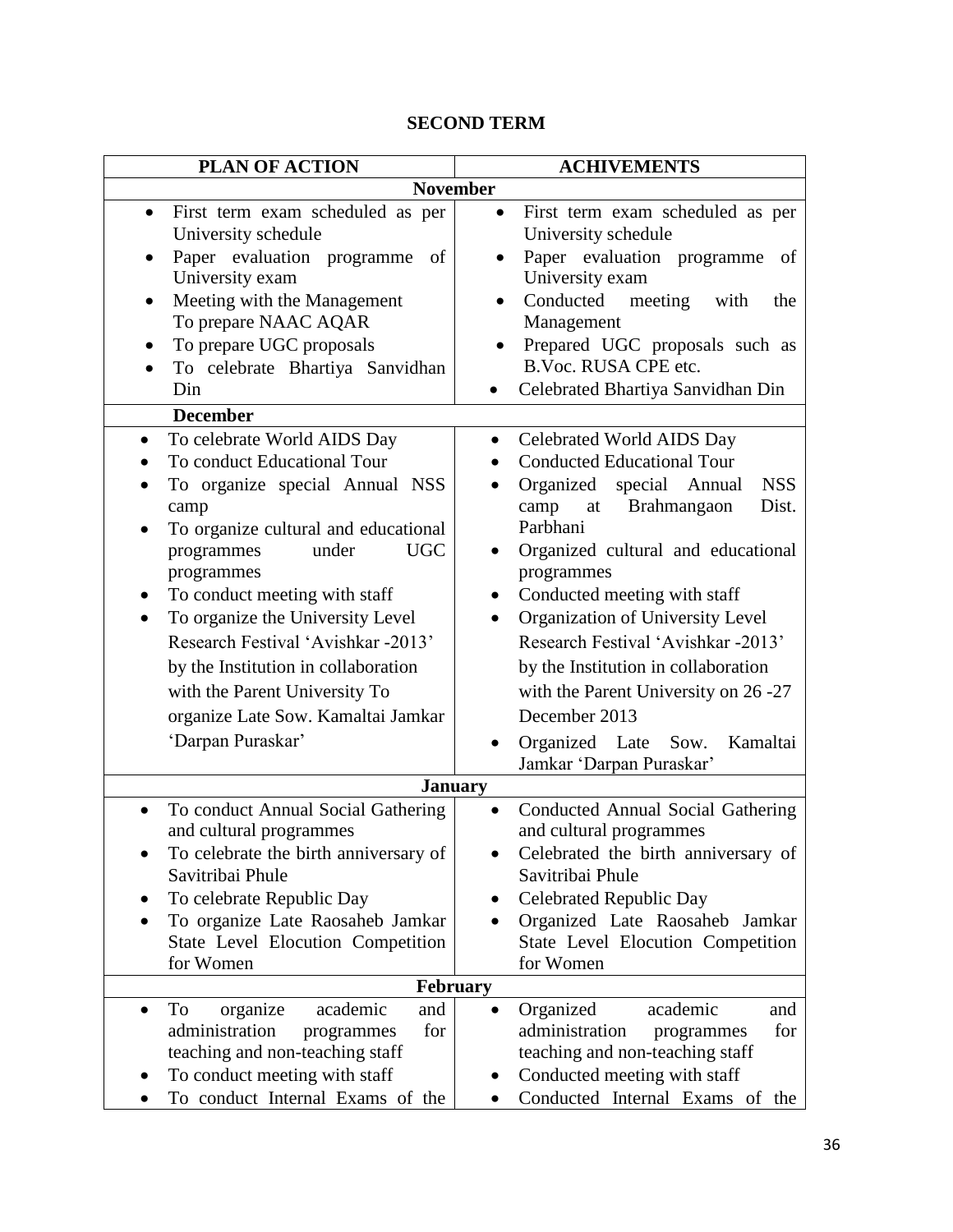## SECOND TERM

| PLAN OF ACTION | ACHIVEMENTS |
|---|---|
| **November** | |
| • First term exam scheduled as per University schedule<br>• Paper evaluation programme of University exam<br>• Meeting with the Management To prepare NAAC AQAR<br>• To prepare UGC proposals<br>• To celebrate Bhartiya Sanvidhan Din | • First term exam scheduled as per University schedule<br>• Paper evaluation programme of University exam<br>• Conducted meeting with the Management<br>• Prepared UGC proposals such as B.Voc. RUSA CPE etc.<br>• Celebrated Bhartiya Sanvidhan Din |
| **December** | |
| • To celebrate World AIDS Day<br>• To conduct Educational Tour<br>• To organize special Annual NSS camp<br>• To organize cultural and educational programmes under UGC programmes<br>• To conduct meeting with staff<br>• To organize the University Level Research Festival 'Avishkar -2013' by the Institution in collaboration with the Parent University To organize Late Sow. Kamaltai Jamkar 'Darpan Puraskar' | • Celebrated World AIDS Day<br>• Conducted Educational Tour<br>• Organized special Annual NSS camp at Brahmangaon Dist. Parbhani<br>• Organized cultural and educational programmes<br>• Conducted meeting with staff<br>• Organization of University Level Research Festival 'Avishkar -2013' by the Institution in collaboration with the Parent University on 26 -27 December 2013<br>• Organized Late Sow. Kamaltai Jamkar 'Darpan Puraskar' |
| **January** | |
| • To conduct Annual Social Gathering and cultural programmes<br>• To celebrate the birth anniversary of Savitribai Phule<br>• To celebrate Republic Day<br>• To organize Late Raosaheb Jamkar State Level Elocution Competition for Women | • Conducted Annual Social Gathering and cultural programmes<br>• Celebrated the birth anniversary of Savitribai Phule<br>• Celebrated Republic Day<br>• Organized Late Raosaheb Jamkar State Level Elocution Competition for Women |
| **February** | |
| • To organize academic and administration programmes for teaching and non-teaching staff<br>• To conduct meeting with staff<br>• To conduct Internal Exams of the | • Organized academic and administration programmes for teaching and non-teaching staff<br>• Conducted meeting with staff<br>• Conducted Internal Exams of the |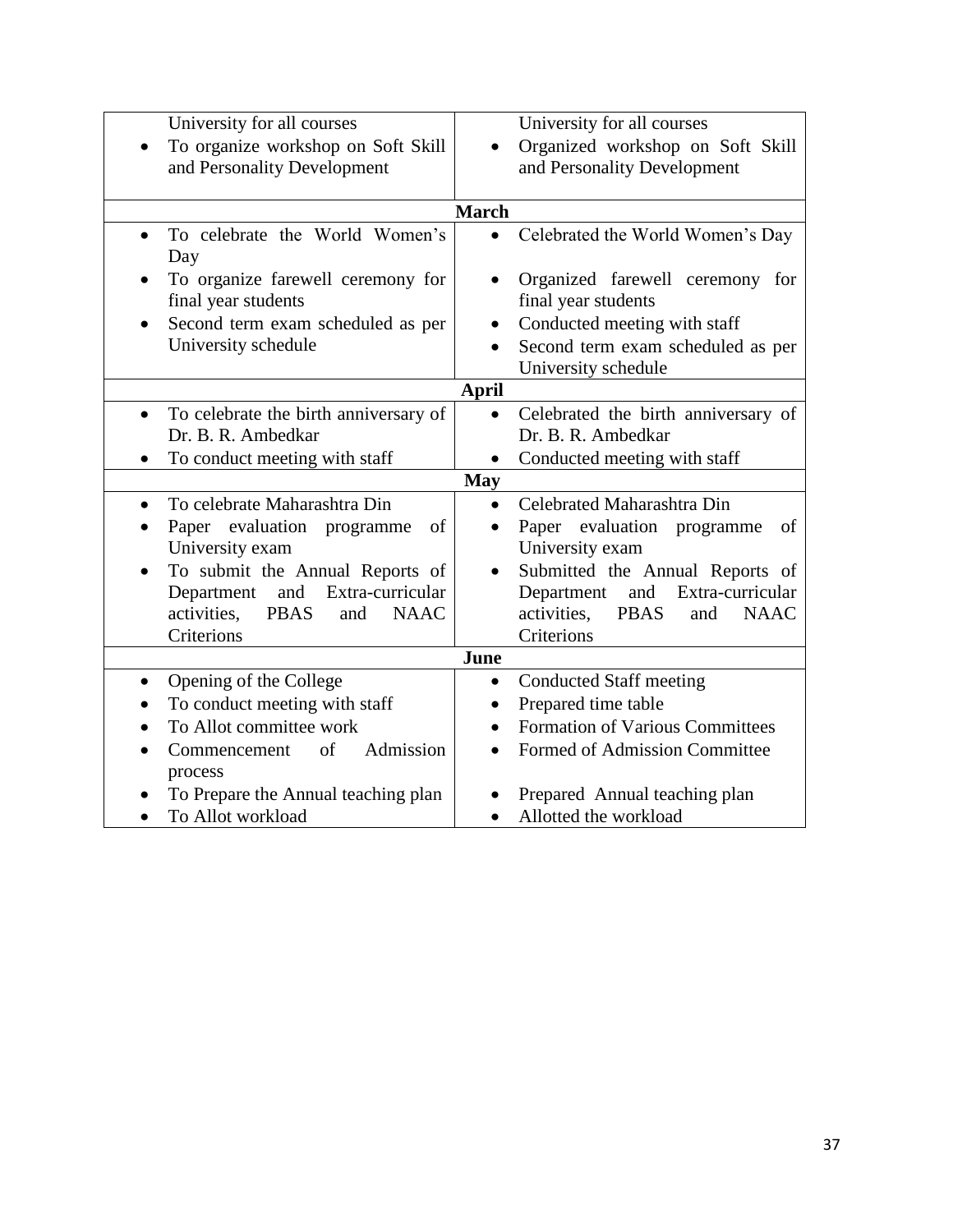| | |
|---|---|
| University for all courses<br>• To organize workshop on Soft Skill and Personality Development | University for all courses<br>• Organized workshop on Soft Skill and Personality Development |
| **March** | |
| • To celebrate the World Women's Day<br>• To organize farewell ceremony for final year students<br>• Second term exam scheduled as per University schedule | • Celebrated the World Women's Day<br>• Organized farewell ceremony for final year students<br>• Conducted meeting with staff<br>• Second term exam scheduled as per University schedule |
| **April** | |
| • To celebrate the birth anniversary of Dr. B. R. Ambedkar<br>• To conduct meeting with staff | • Celebrated the birth anniversary of Dr. B. R. Ambedkar<br>• Conducted meeting with staff |
| **May** | |
| • To celebrate Maharashtra Din<br>• Paper evaluation programme of University exam<br>• To submit the Annual Reports of Department and Extra-curricular activities, PBAS and NAAC Criterions | • Celebrated Maharashtra Din<br>• Paper evaluation programme of University exam<br>• Submitted the Annual Reports of Department and Extra-curricular activities, PBAS and NAAC Criterions |
| **June** | |
| • Opening of the College<br>• To conduct meeting with staff<br>• To Allot committee work<br>• Commencement of Admission process<br>• To Prepare the Annual teaching plan<br>• To Allot workload | • Conducted Staff meeting<br>• Prepared time table<br>• Formation of Various Committees<br>• Formed of Admission Committee<br>• Prepared Annual teaching plan<br>• Allotted the workload |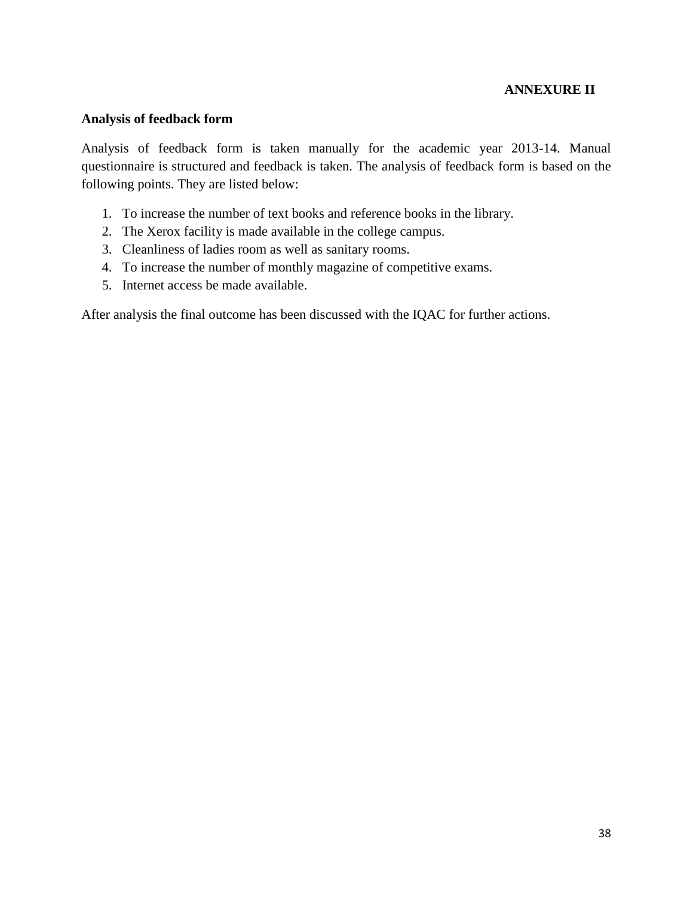**ANNEXURE II**

**Analysis of feedback form**

Analysis of feedback form is taken manually for the academic year 2013-14. Manual questionnaire is structured and feedback is taken. The analysis of feedback form is based on the following points. They are listed below:

1. To increase the number of text books and reference books in the library.
2. The Xerox facility is made available in the college campus.
3. Cleanliness of ladies room as well as sanitary rooms.
4. To increase the number of monthly magazine of competitive exams.
5. Internet access be made available.

After analysis the final outcome has been discussed with the IQAC for further actions.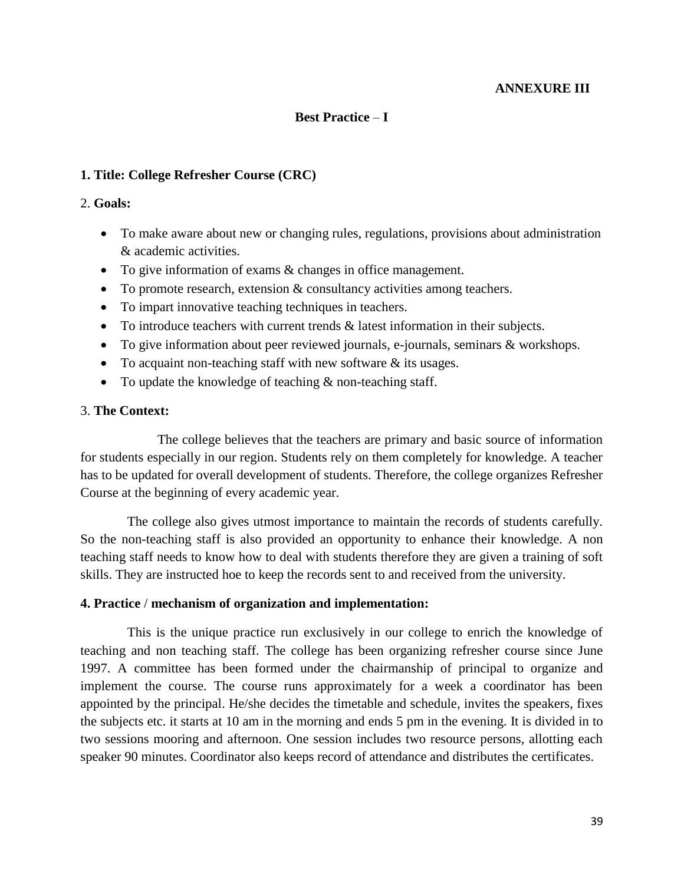**ANNEXURE III**

## Best Practice – I

**1. Title: College Refresher Course (CRC)**

2. **Goals:**

- To make aware about new or changing rules, regulations, provisions about administration & academic activities.
- To give information of exams & changes in office management.
- To promote research, extension & consultancy activities among teachers.
- To impart innovative teaching techniques in teachers.
- To introduce teachers with current trends & latest information in their subjects.
- To give information about peer reviewed journals, e-journals, seminars & workshops.
- To acquaint non-teaching staff with new software & its usages.
- To update the knowledge of teaching & non-teaching staff.

3. **The Context:**

The college believes that the teachers are primary and basic source of information for students especially in our region. Students rely on them completely for knowledge. A teacher has to be updated for overall development of students. Therefore, the college organizes Refresher Course at the beginning of every academic year.

The college also gives utmost importance to maintain the records of students carefully. So the non-teaching staff is also provided an opportunity to enhance their knowledge. A non teaching staff needs to know how to deal with students therefore they are given a training of soft skills. They are instructed hoe to keep the records sent to and received from the university.

**4. Practice / mechanism of organization and implementation:**

This is the unique practice run exclusively in our college to enrich the knowledge of teaching and non teaching staff. The college has been organizing refresher course since June 1997. A committee has been formed under the chairmanship of principal to organize and implement the course. The course runs approximately for a week a coordinator has been appointed by the principal. He/she decides the timetable and schedule, invites the speakers, fixes the subjects etc. it starts at 10 am in the morning and ends 5 pm in the evening. It is divided in to two sessions mooring and afternoon. One session includes two resource persons, allotting each speaker 90 minutes. Coordinator also keeps record of attendance and distributes the certificates.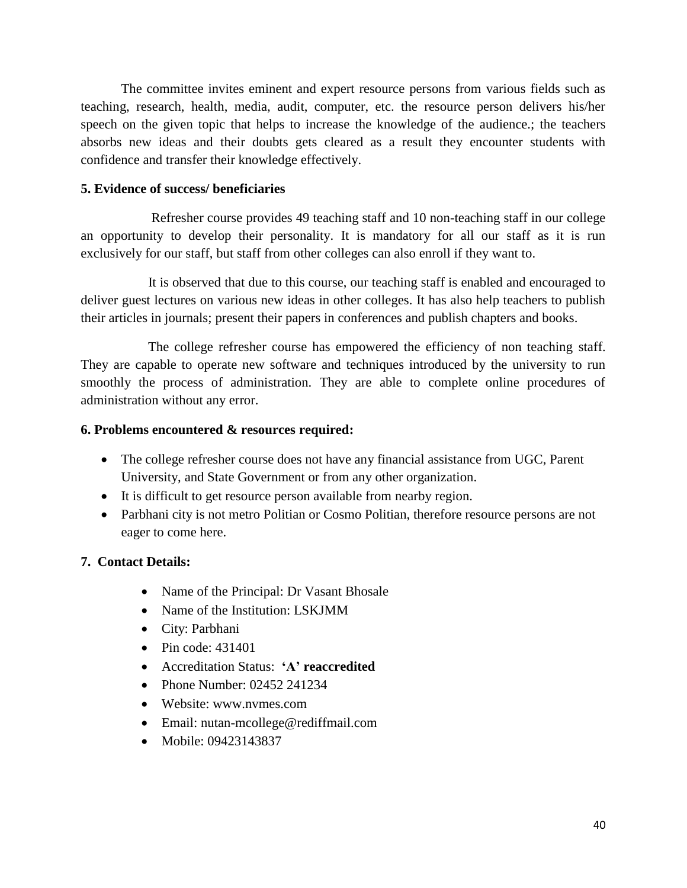The committee invites eminent and expert resource persons from various fields such as teaching, research, health, media, audit, computer, etc. the resource person delivers his/her speech on the given topic that helps to increase the knowledge of the audience.; the teachers absorbs new ideas and their doubts gets cleared as a result they encounter students with confidence and transfer their knowledge effectively.

**5. Evidence of success/ beneficiaries**

Refresher course provides 49 teaching staff and 10 non-teaching staff in our college an opportunity to develop their personality. It is mandatory for all our staff as it is run exclusively for our staff, but staff from other colleges can also enroll if they want to.

It is observed that due to this course, our teaching staff is enabled and encouraged to deliver guest lectures on various new ideas in other colleges. It has also help teachers to publish their articles in journals; present their papers in conferences and publish chapters and books.

The college refresher course has empowered the efficiency of non teaching staff. They are capable to operate new software and techniques introduced by the university to run smoothly the process of administration. They are able to complete online procedures of administration without any error.

**6. Problems encountered & resources required:**

- The college refresher course does not have any financial assistance from UGC, Parent University, and State Government or from any other organization.
- It is difficult to get resource person available from nearby region.
- Parbhani city is not metro Politian or Cosmo Politian, therefore resource persons are not eager to come here.

**7. Contact Details:**

- Name of the Principal: Dr Vasant Bhosale
- Name of the Institution: LSKJMM
- City: Parbhani
- Pin code: 431401
- Accreditation Status: **'A' reaccredited**
- Phone Number: 02452 241234
- Website: www.nvmes.com
- Email: nutan-mcollege@rediffmail.com
- Mobile: 09423143837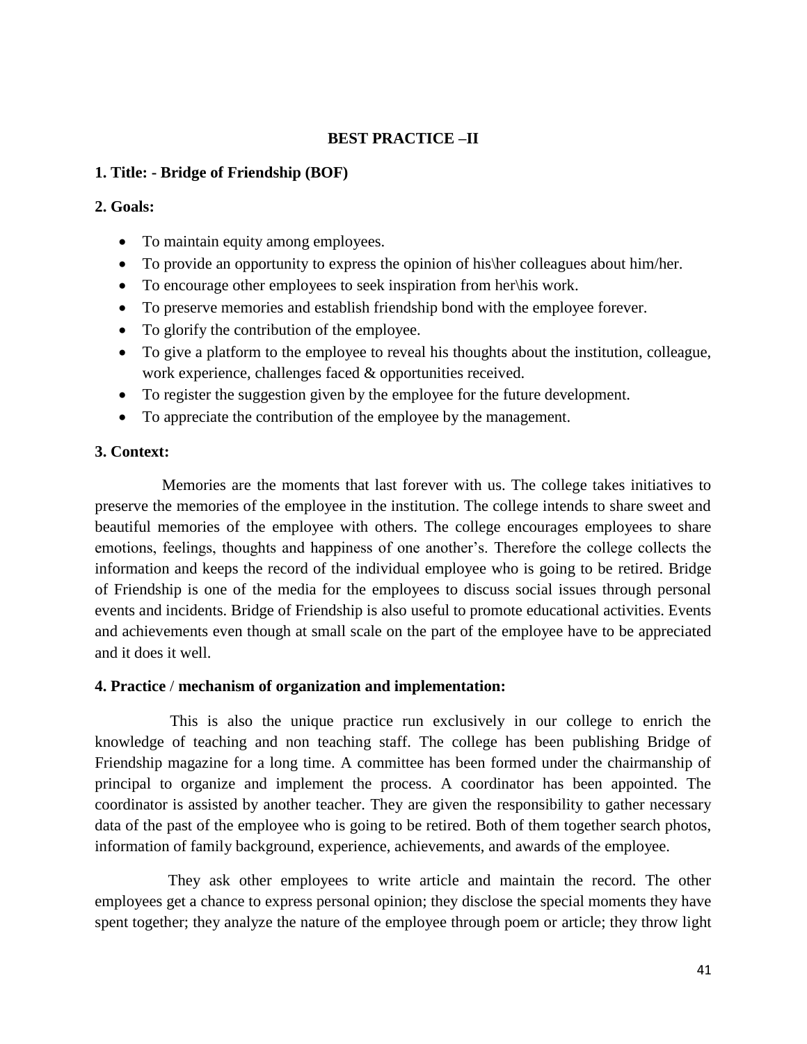## BEST PRACTICE –II

**1. Title: - Bridge of Friendship (BOF)**

**2. Goals:**

- To maintain equity among employees.
- To provide an opportunity to express the opinion of his\her colleagues about him/her.
- To encourage other employees to seek inspiration from her\his work.
- To preserve memories and establish friendship bond with the employee forever.
- To glorify the contribution of the employee.
- To give a platform to the employee to reveal his thoughts about the institution, colleague, work experience, challenges faced & opportunities received.
- To register the suggestion given by the employee for the future development.
- To appreciate the contribution of the employee by the management.

**3. Context:**

Memories are the moments that last forever with us. The college takes initiatives to preserve the memories of the employee in the institution. The college intends to share sweet and beautiful memories of the employee with others. The college encourages employees to share emotions, feelings, thoughts and happiness of one another's. Therefore the college collects the information and keeps the record of the individual employee who is going to be retired. Bridge of Friendship is one of the media for the employees to discuss social issues through personal events and incidents. Bridge of Friendship is also useful to promote educational activities. Events and achievements even though at small scale on the part of the employee have to be appreciated and it does it well.

**4. Practice / mechanism of organization and implementation:**

This is also the unique practice run exclusively in our college to enrich the knowledge of teaching and non teaching staff. The college has been publishing Bridge of Friendship magazine for a long time. A committee has been formed under the chairmanship of principal to organize and implement the process. A coordinator has been appointed. The coordinator is assisted by another teacher. They are given the responsibility to gather necessary data of the past of the employee who is going to be retired. Both of them together search photos, information of family background, experience, achievements, and awards of the employee.

They ask other employees to write article and maintain the record. The other employees get a chance to express personal opinion; they disclose the special moments they have spent together; they analyze the nature of the employee through poem or article; they throw light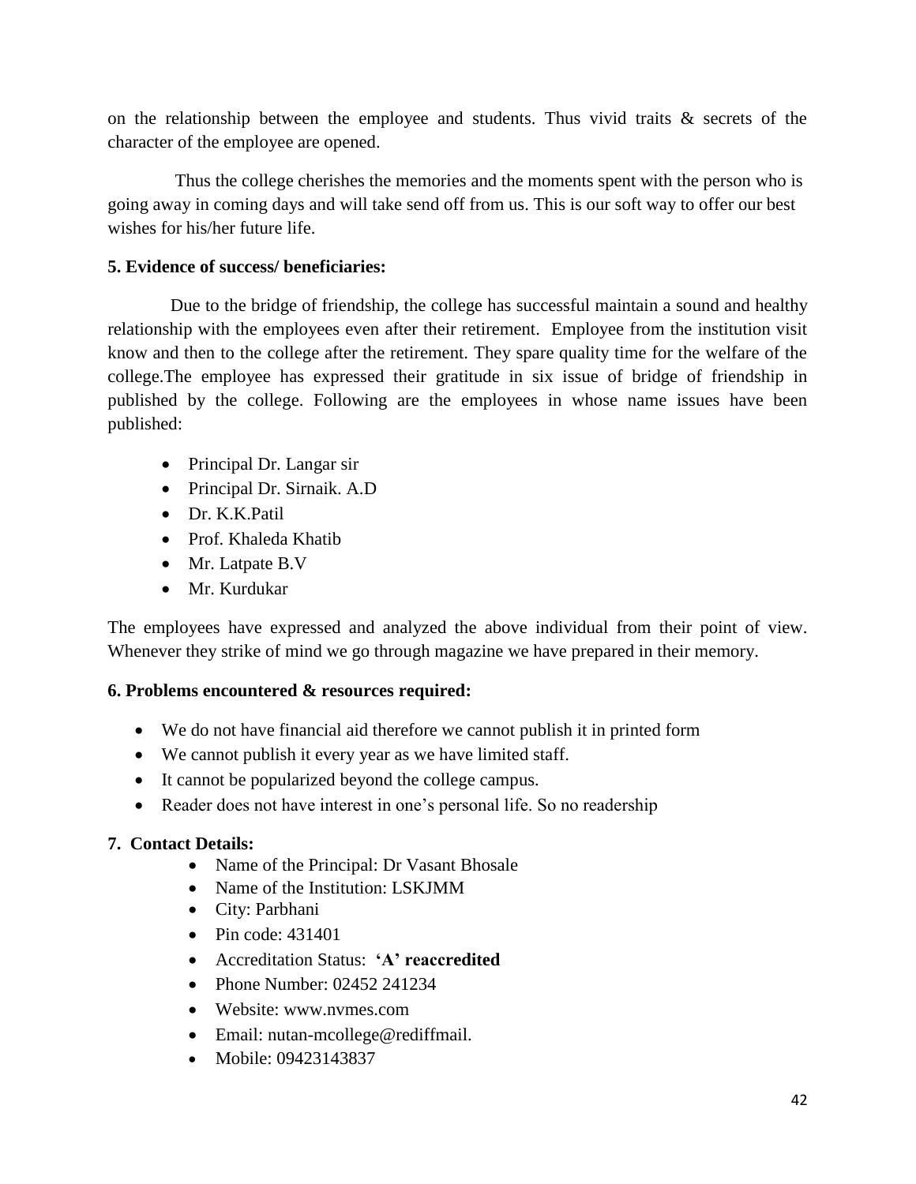on the relationship between the employee and students. Thus vivid traits & secrets of the character of the employee are opened.

Thus the college cherishes the memories and the moments spent with the person who is going away in coming days and will take send off from us. This is our soft way to offer our best wishes for his/her future life.

**5. Evidence of success/ beneficiaries:**

Due to the bridge of friendship, the college has successful maintain a sound and healthy relationship with the employees even after their retirement. Employee from the institution visit know and then to the college after the retirement. They spare quality time for the welfare of the college.The employee has expressed their gratitude in six issue of bridge of friendship in published by the college. Following are the employees in whose name issues have been published:

- Principal Dr. Langar sir
- Principal Dr. Sirnaik. A.D
- Dr. K.K.Patil
- Prof. Khaleda Khatib
- Mr. Latpate B.V
- Mr. Kurdukar

The employees have expressed and analyzed the above individual from their point of view. Whenever they strike of mind we go through magazine we have prepared in their memory.

**6. Problems encountered & resources required:**

- We do not have financial aid therefore we cannot publish it in printed form
- We cannot publish it every year as we have limited staff.
- It cannot be popularized beyond the college campus.
- Reader does not have interest in one's personal life. So no readership

**7. Contact Details:**

- Name of the Principal: Dr Vasant Bhosale
- Name of the Institution: LSKJMM
- City: Parbhani
- Pin code: 431401
- Accreditation Status: **'A' reaccredited**
- Phone Number: 02452 241234
- Website: www.nvmes.com
- Email: nutan-mcollege@rediffmail.
- Mobile: 09423143837